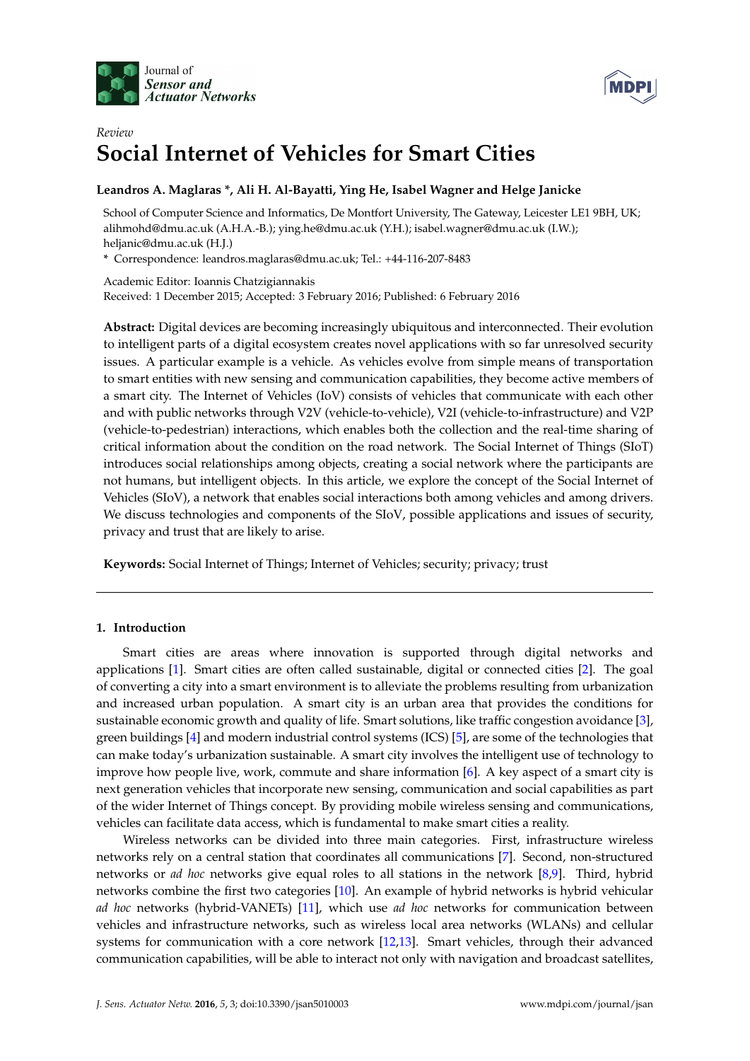Journal of *Sensor and Actuator Networks*

*Review*

# Social Internet of Vehicles for Smart Cities

**Leandros A. Maglaras \*, Ali H. Al-Bayatti, Ying He, Isabel Wagner and Helge Janicke**

School of Computer Science and Informatics, De Montfort University, The Gateway, Leicester LE1 9BH, UK; alihmohd@dmu.ac.uk (A.H.A.-B.); ying.he@dmu.ac.uk (Y.H.); isabel.wagner@dmu.ac.uk (I.W.); heljanic@dmu.ac.uk (H.J.)

\* Correspondence: leandros.maglaras@dmu.ac.uk; Tel.: +44-116-207-8483

Academic Editor: Ioannis Chatzigiannakis

Received: 1 December 2015; Accepted: 3 February 2016; Published: 6 February 2016

**Abstract:** Digital devices are becoming increasingly ubiquitous and interconnected. Their evolution to intelligent parts of a digital ecosystem creates novel applications with so far unresolved security issues. A particular example is a vehicle. As vehicles evolve from simple means of transportation to smart entities with new sensing and communication capabilities, they become active members of a smart city. The Internet of Vehicles (IoV) consists of vehicles that communicate with each other and with public networks through V2V (vehicle-to-vehicle), V2I (vehicle-to-infrastructure) and V2P (vehicle-to-pedestrian) interactions, which enables both the collection and the real-time sharing of critical information about the condition on the road network. The Social Internet of Things (SIoT) introduces social relationships among objects, creating a social network where the participants are not humans, but intelligent objects. In this article, we explore the concept of the Social Internet of Vehicles (SIoV), a network that enables social interactions both among vehicles and among drivers. We discuss technologies and components of the SIoV, possible applications and issues of security, privacy and trust that are likely to arise.

**Keywords:** Social Internet of Things; Internet of Vehicles; security; privacy; trust

## 1. Introduction

Smart cities are areas where innovation is supported through digital networks and applications [1]. Smart cities are often called sustainable, digital or connected cities [2]. The goal of converting a city into a smart environment is to alleviate the problems resulting from urbanization and increased urban population. A smart city is an urban area that provides the conditions for sustainable economic growth and quality of life. Smart solutions, like traffic congestion avoidance [3], green buildings [4] and modern industrial control systems (ICS) [5], are some of the technologies that can make today's urbanization sustainable. A smart city involves the intelligent use of technology to improve how people live, work, commute and share information [6]. A key aspect of a smart city is next generation vehicles that incorporate new sensing, communication and social capabilities as part of the wider Internet of Things concept. By providing mobile wireless sensing and communications, vehicles can facilitate data access, which is fundamental to make smart cities a reality.

Wireless networks can be divided into three main categories. First, infrastructure wireless networks rely on a central station that coordinates all communications [7]. Second, non-structured networks or *ad hoc* networks give equal roles to all stations in the network [8,9]. Third, hybrid networks combine the first two categories [10]. An example of hybrid networks is hybrid vehicular *ad hoc* networks (hybrid-VANETs) [11], which use *ad hoc* networks for communication between vehicles and infrastructure networks, such as wireless local area networks (WLANs) and cellular systems for communication with a core network [12,13]. Smart vehicles, through their advanced communication capabilities, will be able to interact not only with navigation and broadcast satellites,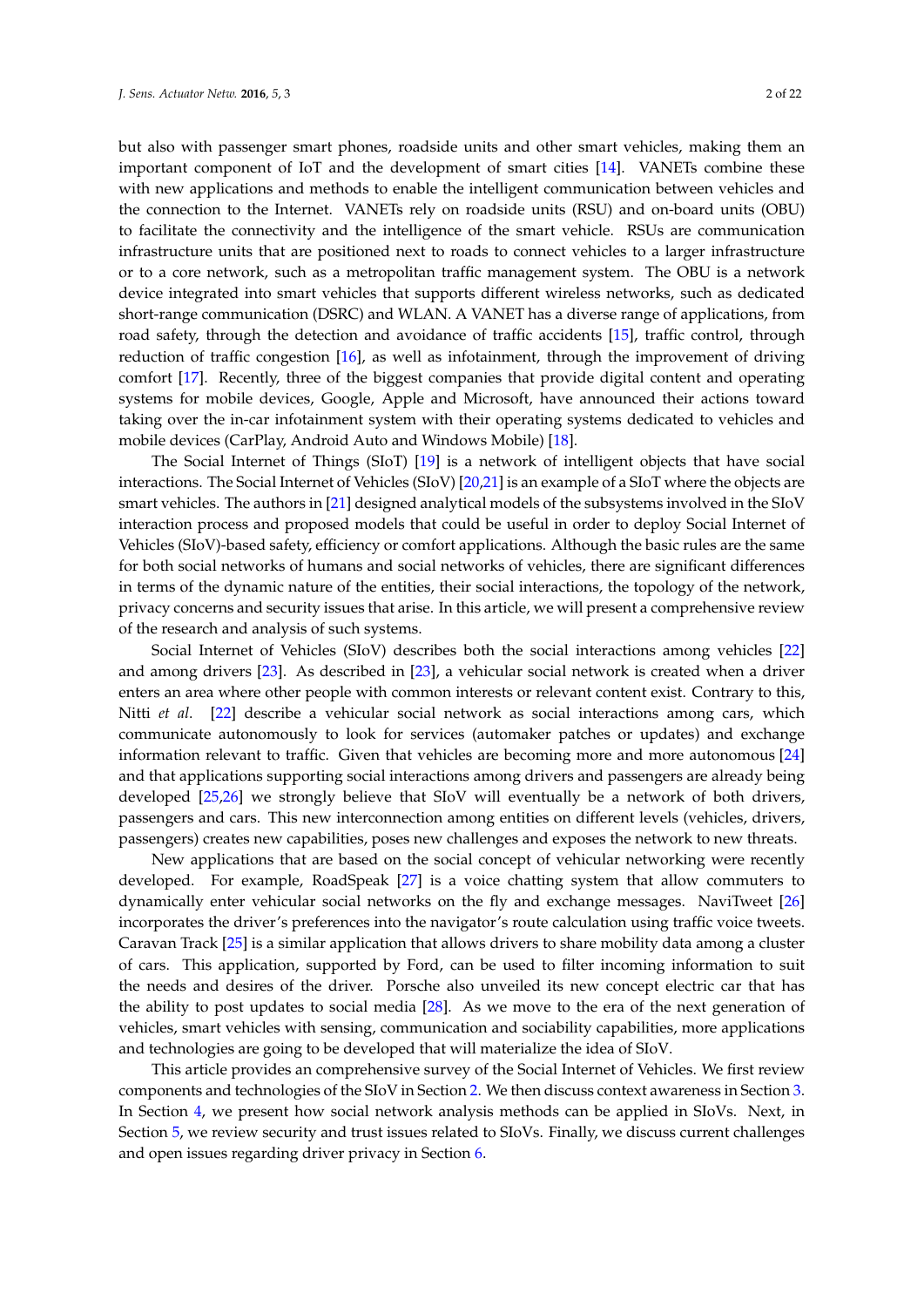but also with passenger smart phones, roadside units and other smart vehicles, making them an important component of IoT and the development of smart cities [14]. VANETs combine these with new applications and methods to enable the intelligent communication between vehicles and the connection to the Internet. VANETs rely on roadside units (RSU) and on-board units (OBU) to facilitate the connectivity and the intelligence of the smart vehicle. RSUs are communication infrastructure units that are positioned next to roads to connect vehicles to a larger infrastructure or to a core network, such as a metropolitan traffic management system. The OBU is a network device integrated into smart vehicles that supports different wireless networks, such as dedicated short-range communication (DSRC) and WLAN. A VANET has a diverse range of applications, from road safety, through the detection and avoidance of traffic accidents [15], traffic control, through reduction of traffic congestion [16], as well as infotainment, through the improvement of driving comfort [17]. Recently, three of the biggest companies that provide digital content and operating systems for mobile devices, Google, Apple and Microsoft, have announced their actions toward taking over the in-car infotainment system with their operating systems dedicated to vehicles and mobile devices (CarPlay, Android Auto and Windows Mobile) [18].

The Social Internet of Things (SIoT) [19] is a network of intelligent objects that have social interactions. The Social Internet of Vehicles (SIoV) [20,21] is an example of a SIoT where the objects are smart vehicles. The authors in [21] designed analytical models of the subsystems involved in the SIoV interaction process and proposed models that could be useful in order to deploy Social Internet of Vehicles (SIoV)-based safety, efficiency or comfort applications. Although the basic rules are the same for both social networks of humans and social networks of vehicles, there are significant differences in terms of the dynamic nature of the entities, their social interactions, the topology of the network, privacy concerns and security issues that arise. In this article, we will present a comprehensive review of the research and analysis of such systems.

Social Internet of Vehicles (SIoV) describes both the social interactions among vehicles [22] and among drivers [23]. As described in [23], a vehicular social network is created when a driver enters an area where other people with common interests or relevant content exist. Contrary to this, Nitti *et al*. [22] describe a vehicular social network as social interactions among cars, which communicate autonomously to look for services (automaker patches or updates) and exchange information relevant to traffic. Given that vehicles are becoming more and more autonomous [24] and that applications supporting social interactions among drivers and passengers are already being developed [25,26] we strongly believe that SIoV will eventually be a network of both drivers, passengers and cars. This new interconnection among entities on different levels (vehicles, drivers, passengers) creates new capabilities, poses new challenges and exposes the network to new threats.

New applications that are based on the social concept of vehicular networking were recently developed. For example, RoadSpeak [27] is a voice chatting system that allow commuters to dynamically enter vehicular social networks on the fly and exchange messages. NaviTweet [26] incorporates the driver's preferences into the navigator's route calculation using traffic voice tweets. Caravan Track [25] is a similar application that allows drivers to share mobility data among a cluster of cars. This application, supported by Ford, can be used to filter incoming information to suit the needs and desires of the driver. Porsche also unveiled its new concept electric car that has the ability to post updates to social media [28]. As we move to the era of the next generation of vehicles, smart vehicles with sensing, communication and sociability capabilities, more applications and technologies are going to be developed that will materialize the idea of SIoV.

This article provides an comprehensive survey of the Social Internet of Vehicles. We first review components and technologies of the SIoV in Section 2. We then discuss context awareness in Section 3. In Section 4, we present how social network analysis methods can be applied in SIoVs. Next, in Section 5, we review security and trust issues related to SIoVs. Finally, we discuss current challenges and open issues regarding driver privacy in Section 6.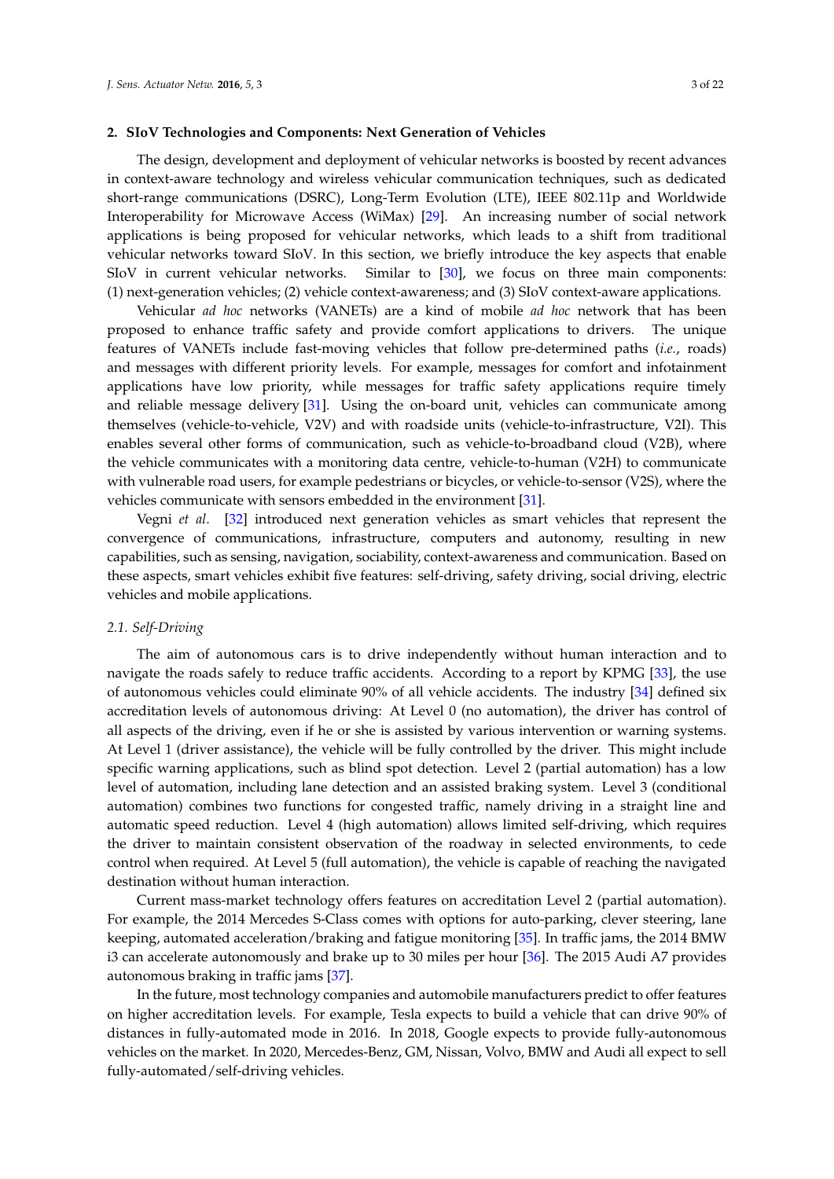## 2. SIoV Technologies and Components: Next Generation of Vehicles

The design, development and deployment of vehicular networks is boosted by recent advances in context-aware technology and wireless vehicular communication techniques, such as dedicated short-range communications (DSRC), Long-Term Evolution (LTE), IEEE 802.11p and Worldwide Interoperability for Microwave Access (WiMax) [29]. An increasing number of social network applications is being proposed for vehicular networks, which leads to a shift from traditional vehicular networks toward SIoV. In this section, we briefly introduce the key aspects that enable SIoV in current vehicular networks. Similar to [30], we focus on three main components: (1) next-generation vehicles; (2) vehicle context-awareness; and (3) SIoV context-aware applications.

Vehicular *ad hoc* networks (VANETs) are a kind of mobile *ad hoc* network that has been proposed to enhance traffic safety and provide comfort applications to drivers. The unique features of VANETs include fast-moving vehicles that follow pre-determined paths (*i.e.*, roads) and messages with different priority levels. For example, messages for comfort and infotainment applications have low priority, while messages for traffic safety applications require timely and reliable message delivery [31]. Using the on-board unit, vehicles can communicate among themselves (vehicle-to-vehicle, V2V) and with roadside units (vehicle-to-infrastructure, V2I). This enables several other forms of communication, such as vehicle-to-broadband cloud (V2B), where the vehicle communicates with a monitoring data centre, vehicle-to-human (V2H) to communicate with vulnerable road users, for example pedestrians or bicycles, or vehicle-to-sensor (V2S), where the vehicles communicate with sensors embedded in the environment [31].

Vegni *et al*. [32] introduced next generation vehicles as smart vehicles that represent the convergence of communications, infrastructure, computers and autonomy, resulting in new capabilities, such as sensing, navigation, sociability, context-awareness and communication. Based on these aspects, smart vehicles exhibit five features: self-driving, safety driving, social driving, electric vehicles and mobile applications.

### *2.1. Self-Driving*

The aim of autonomous cars is to drive independently without human interaction and to navigate the roads safely to reduce traffic accidents. According to a report by KPMG [33], the use of autonomous vehicles could eliminate 90% of all vehicle accidents. The industry [34] defined six accreditation levels of autonomous driving: At Level 0 (no automation), the driver has control of all aspects of the driving, even if he or she is assisted by various intervention or warning systems. At Level 1 (driver assistance), the vehicle will be fully controlled by the driver. This might include specific warning applications, such as blind spot detection. Level 2 (partial automation) has a low level of automation, including lane detection and an assisted braking system. Level 3 (conditional automation) combines two functions for congested traffic, namely driving in a straight line and automatic speed reduction. Level 4 (high automation) allows limited self-driving, which requires the driver to maintain consistent observation of the roadway in selected environments, to cede control when required. At Level 5 (full automation), the vehicle is capable of reaching the navigated destination without human interaction.

Current mass-market technology offers features on accreditation Level 2 (partial automation). For example, the 2014 Mercedes S-Class comes with options for auto-parking, clever steering, lane keeping, automated acceleration/braking and fatigue monitoring [35]. In traffic jams, the 2014 BMW i3 can accelerate autonomously and brake up to 30 miles per hour [36]. The 2015 Audi A7 provides autonomous braking in traffic jams [37].

In the future, most technology companies and automobile manufacturers predict to offer features on higher accreditation levels. For example, Tesla expects to build a vehicle that can drive 90% of distances in fully-automated mode in 2016. In 2018, Google expects to provide fully-autonomous vehicles on the market. In 2020, Mercedes-Benz, GM, Nissan, Volvo, BMW and Audi all expect to sell fully-automated/self-driving vehicles.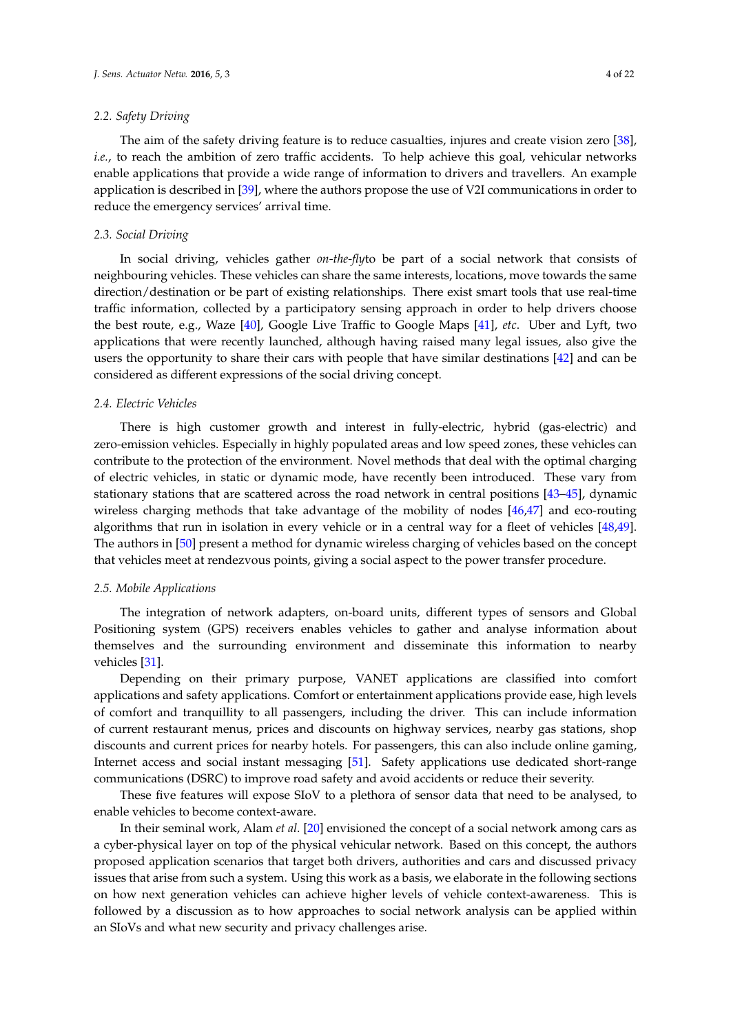### 2.2. Safety Driving

The aim of the safety driving feature is to reduce casualties, injures and create vision zero [38], *i.e.*, to reach the ambition of zero traffic accidents. To help achieve this goal, vehicular networks enable applications that provide a wide range of information to drivers and travellers. An example application is described in [39], where the authors propose the use of V2I communications in order to reduce the emergency services' arrival time.

### 2.3. Social Driving

In social driving, vehicles gather *on-the-fly*to be part of a social network that consists of neighbouring vehicles. These vehicles can share the same interests, locations, move towards the same direction/destination or be part of existing relationships. There exist smart tools that use real-time traffic information, collected by a participatory sensing approach in order to help drivers choose the best route, e.g., Waze [40], Google Live Traffic to Google Maps [41], *etc*. Uber and Lyft, two applications that were recently launched, although having raised many legal issues, also give the users the opportunity to share their cars with people that have similar destinations [42] and can be considered as different expressions of the social driving concept.

### 2.4. Electric Vehicles

There is high customer growth and interest in fully-electric, hybrid (gas-electric) and zero-emission vehicles. Especially in highly populated areas and low speed zones, these vehicles can contribute to the protection of the environment. Novel methods that deal with the optimal charging of electric vehicles, in static or dynamic mode, have recently been introduced. These vary from stationary stations that are scattered across the road network in central positions [43–45], dynamic wireless charging methods that take advantage of the mobility of nodes [46,47] and eco-routing algorithms that run in isolation in every vehicle or in a central way for a fleet of vehicles [48,49]. The authors in [50] present a method for dynamic wireless charging of vehicles based on the concept that vehicles meet at rendezvous points, giving a social aspect to the power transfer procedure.

### 2.5. Mobile Applications

The integration of network adapters, on-board units, different types of sensors and Global Positioning system (GPS) receivers enables vehicles to gather and analyse information about themselves and the surrounding environment and disseminate this information to nearby vehicles [31].

Depending on their primary purpose, VANET applications are classified into comfort applications and safety applications. Comfort or entertainment applications provide ease, high levels of comfort and tranquillity to all passengers, including the driver. This can include information of current restaurant menus, prices and discounts on highway services, nearby gas stations, shop discounts and current prices for nearby hotels. For passengers, this can also include online gaming, Internet access and social instant messaging [51]. Safety applications use dedicated short-range communications (DSRC) to improve road safety and avoid accidents or reduce their severity.

These five features will expose SIoV to a plethora of sensor data that need to be analysed, to enable vehicles to become context-aware.

In their seminal work, Alam *et al*. [20] envisioned the concept of a social network among cars as a cyber-physical layer on top of the physical vehicular network. Based on this concept, the authors proposed application scenarios that target both drivers, authorities and cars and discussed privacy issues that arise from such a system. Using this work as a basis, we elaborate in the following sections on how next generation vehicles can achieve higher levels of vehicle context-awareness. This is followed by a discussion as to how approaches to social network analysis can be applied within an SIoVs and what new security and privacy challenges arise.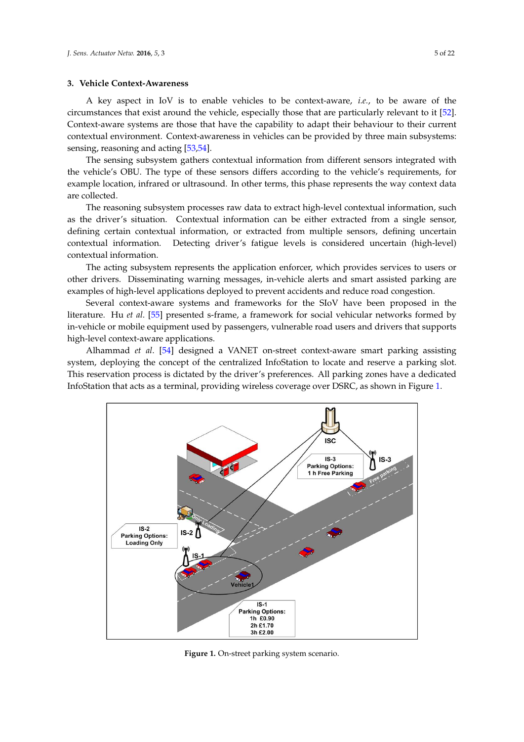## 3. Vehicle Context-Awareness

A key aspect in IoV is to enable vehicles to be context-aware, *i.e.*, to be aware of the circumstances that exist around the vehicle, especially those that are particularly relevant to it [52]. Context-aware systems are those that have the capability to adapt their behaviour to their current contextual environment. Context-awareness in vehicles can be provided by three main subsystems: sensing, reasoning and acting [53,54].

The sensing subsystem gathers contextual information from different sensors integrated with the vehicle's OBU. The type of these sensors differs according to the vehicle's requirements, for example location, infrared or ultrasound. In other terms, this phase represents the way context data are collected.

The reasoning subsystem processes raw data to extract high-level contextual information, such as the driver's situation. Contextual information can be either extracted from a single sensor, defining certain contextual information, or extracted from multiple sensors, defining uncertain contextual information. Detecting driver's fatigue levels is considered uncertain (high-level) contextual information.

The acting subsystem represents the application enforcer, which provides services to users or other drivers. Disseminating warning messages, in-vehicle alerts and smart assisted parking are examples of high-level applications deployed to prevent accidents and reduce road congestion.

Several context-aware systems and frameworks for the SIoV have been proposed in the literature. Hu *et al.* [55] presented s-frame, a framework for social vehicular networks formed by in-vehicle or mobile equipment used by passengers, vulnerable road users and drivers that supports high-level context-aware applications.

Alhammad *et al.* [54] designed a VANET on-street context-aware smart parking assisting system, deploying the concept of the centralized InfoStation to locate and reserve a parking slot. This reservation process is dictated by the driver's preferences. All parking zones have a dedicated InfoStation that acts as a terminal, providing wireless coverage over DSRC, as shown in Figure 1.

**Figure 1.** On-street parking system scenario.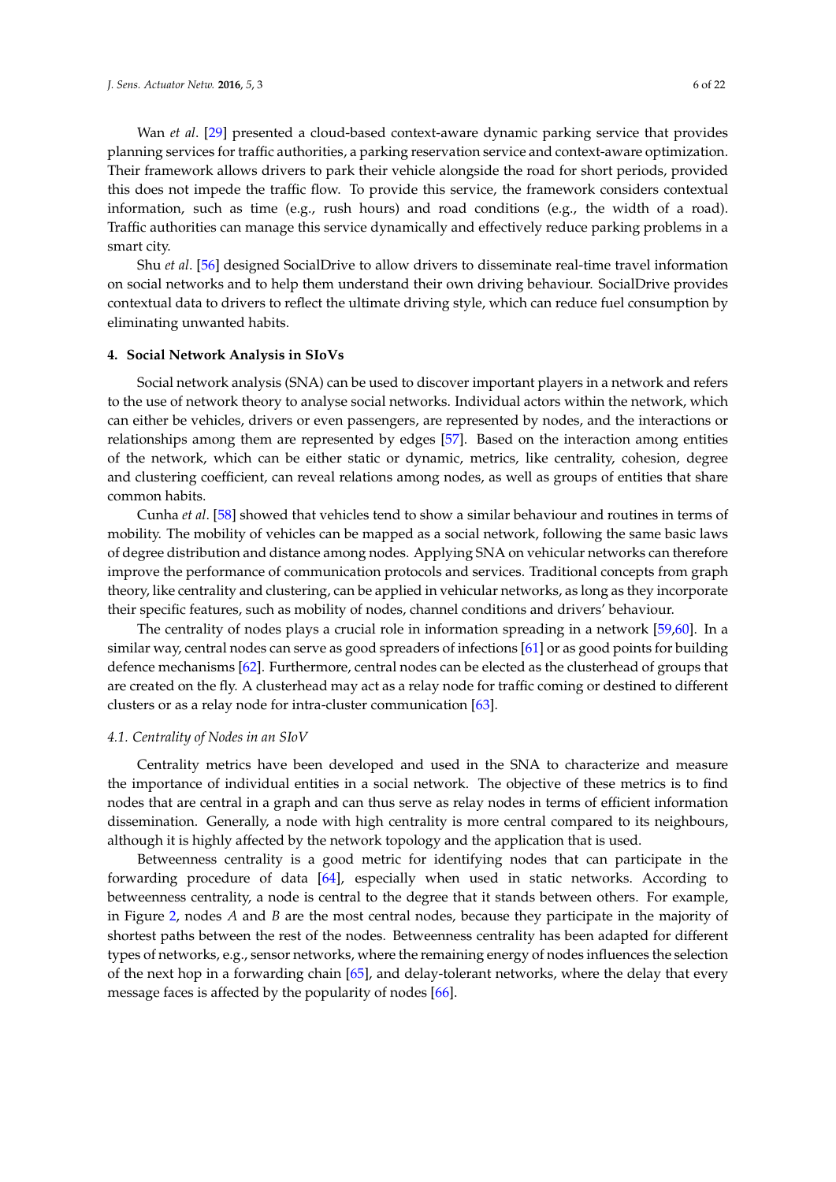Wan *et al*. [29] presented a cloud-based context-aware dynamic parking service that provides planning services for traffic authorities, a parking reservation service and context-aware optimization. Their framework allows drivers to park their vehicle alongside the road for short periods, provided this does not impede the traffic flow. To provide this service, the framework considers contextual information, such as time (e.g., rush hours) and road conditions (e.g., the width of a road). Traffic authorities can manage this service dynamically and effectively reduce parking problems in a smart city.

Shu *et al*. [56] designed SocialDrive to allow drivers to disseminate real-time travel information on social networks and to help them understand their own driving behaviour. SocialDrive provides contextual data to drivers to reflect the ultimate driving style, which can reduce fuel consumption by eliminating unwanted habits.

## 4. Social Network Analysis in SIoVs

Social network analysis (SNA) can be used to discover important players in a network and refers to the use of network theory to analyse social networks. Individual actors within the network, which can either be vehicles, drivers or even passengers, are represented by nodes, and the interactions or relationships among them are represented by edges [57]. Based on the interaction among entities of the network, which can be either static or dynamic, metrics, like centrality, cohesion, degree and clustering coefficient, can reveal relations among nodes, as well as groups of entities that share common habits.

Cunha *et al*. [58] showed that vehicles tend to show a similar behaviour and routines in terms of mobility. The mobility of vehicles can be mapped as a social network, following the same basic laws of degree distribution and distance among nodes. Applying SNA on vehicular networks can therefore improve the performance of communication protocols and services. Traditional concepts from graph theory, like centrality and clustering, can be applied in vehicular networks, as long as they incorporate their specific features, such as mobility of nodes, channel conditions and drivers' behaviour.

The centrality of nodes plays a crucial role in information spreading in a network [59,60]. In a similar way, central nodes can serve as good spreaders of infections [61] or as good points for building defence mechanisms [62]. Furthermore, central nodes can be elected as the clusterhead of groups that are created on the fly. A clusterhead may act as a relay node for traffic coming or destined to different clusters or as a relay node for intra-cluster communication [63].

### *4.1. Centrality of Nodes in an SIoV*

Centrality metrics have been developed and used in the SNA to characterize and measure the importance of individual entities in a social network. The objective of these metrics is to find nodes that are central in a graph and can thus serve as relay nodes in terms of efficient information dissemination. Generally, a node with high centrality is more central compared to its neighbours, although it is highly affected by the network topology and the application that is used.

Betweenness centrality is a good metric for identifying nodes that can participate in the forwarding procedure of data [64], especially when used in static networks. According to betweenness centrality, a node is central to the degree that it stands between others. For example, in Figure 2, nodes *A* and *B* are the most central nodes, because they participate in the majority of shortest paths between the rest of the nodes. Betweenness centrality has been adapted for different types of networks, e.g., sensor networks, where the remaining energy of nodes influences the selection of the next hop in a forwarding chain [65], and delay-tolerant networks, where the delay that every message faces is affected by the popularity of nodes [66].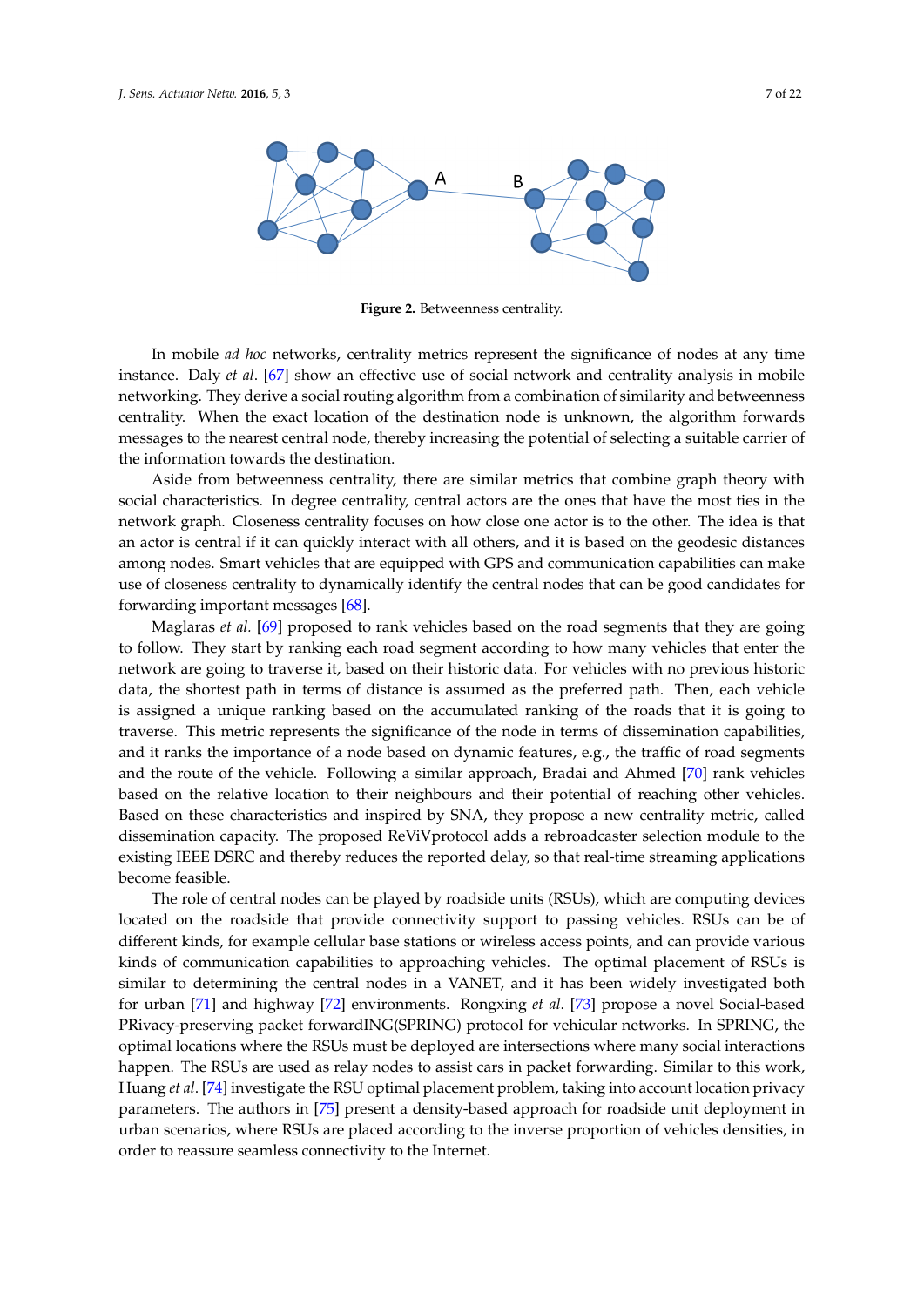**Figure 2.** Betweenness centrality.

In mobile *ad hoc* networks, centrality metrics represent the significance of nodes at any time instance. Daly *et al*. [67] show an effective use of social network and centrality analysis in mobile networking. They derive a social routing algorithm from a combination of similarity and betweenness centrality. When the exact location of the destination node is unknown, the algorithm forwards messages to the nearest central node, thereby increasing the potential of selecting a suitable carrier of the information towards the destination.

Aside from betweenness centrality, there are similar metrics that combine graph theory with social characteristics. In degree centrality, central actors are the ones that have the most ties in the network graph. Closeness centrality focuses on how close one actor is to the other. The idea is that an actor is central if it can quickly interact with all others, and it is based on the geodesic distances among nodes. Smart vehicles that are equipped with GPS and communication capabilities can make use of closeness centrality to dynamically identify the central nodes that can be good candidates for forwarding important messages [68].

Maglaras *et al.* [69] proposed to rank vehicles based on the road segments that they are going to follow. They start by ranking each road segment according to how many vehicles that enter the network are going to traverse it, based on their historic data. For vehicles with no previous historic data, the shortest path in terms of distance is assumed as the preferred path. Then, each vehicle is assigned a unique ranking based on the accumulated ranking of the roads that it is going to traverse. This metric represents the significance of the node in terms of dissemination capabilities, and it ranks the importance of a node based on dynamic features, e.g., the traffic of road segments and the route of the vehicle. Following a similar approach, Bradai and Ahmed [70] rank vehicles based on the relative location to their neighbours and their potential of reaching other vehicles. Based on these characteristics and inspired by SNA, they propose a new centrality metric, called dissemination capacity. The proposed ReViVprotocol adds a rebroadcaster selection module to the existing IEEE DSRC and thereby reduces the reported delay, so that real-time streaming applications become feasible.

The role of central nodes can be played by roadside units (RSUs), which are computing devices located on the roadside that provide connectivity support to passing vehicles. RSUs can be of different kinds, for example cellular base stations or wireless access points, and can provide various kinds of communication capabilities to approaching vehicles. The optimal placement of RSUs is similar to determining the central nodes in a VANET, and it has been widely investigated both for urban [71] and highway [72] environments. Rongxing *et al.* [73] propose a novel Social-based PRivacy-preserving packet forwardING(SPRING) protocol for vehicular networks. In SPRING, the optimal locations where the RSUs must be deployed are intersections where many social interactions happen. The RSUs are used as relay nodes to assist cars in packet forwarding. Similar to this work, Huang *et al*. [74] investigate the RSU optimal placement problem, taking into account location privacy parameters. The authors in [75] present a density-based approach for roadside unit deployment in urban scenarios, where RSUs are placed according to the inverse proportion of vehicles densities, in order to reassure seamless connectivity to the Internet.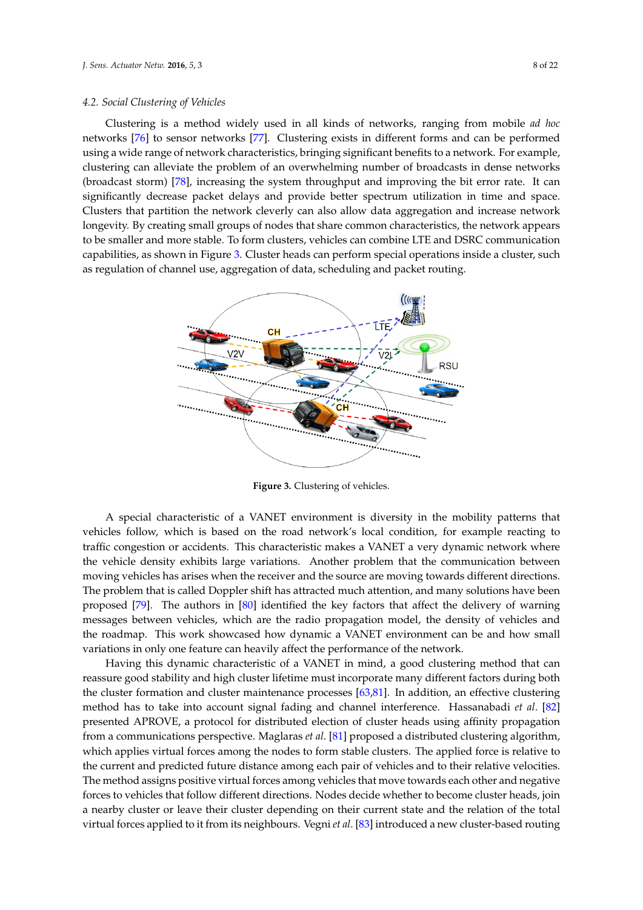### 4.2. Social Clustering of Vehicles

Clustering is a method widely used in all kinds of networks, ranging from mobile *ad hoc* networks [76] to sensor networks [77]. Clustering exists in different forms and can be performed using a wide range of network characteristics, bringing significant benefits to a network. For example, clustering can alleviate the problem of an overwhelming number of broadcasts in dense networks (broadcast storm) [78], increasing the system throughput and improving the bit error rate. It can significantly decrease packet delays and provide better spectrum utilization in time and space. Clusters that partition the network cleverly can also allow data aggregation and increase network longevity. By creating small groups of nodes that share common characteristics, the network appears to be smaller and more stable. To form clusters, vehicles can combine LTE and DSRC communication capabilities, as shown in Figure 3. Cluster heads can perform special operations inside a cluster, such as regulation of channel use, aggregation of data, scheduling and packet routing.

**Figure 3.** Clustering of vehicles.

A special characteristic of a VANET environment is diversity in the mobility patterns that vehicles follow, which is based on the road network's local condition, for example reacting to traffic congestion or accidents. This characteristic makes a VANET a very dynamic network where the vehicle density exhibits large variations. Another problem that the communication between moving vehicles has arises when the receiver and the source are moving towards different directions. The problem that is called Doppler shift has attracted much attention, and many solutions have been proposed [79]. The authors in [80] identified the key factors that affect the delivery of warning messages between vehicles, which are the radio propagation model, the density of vehicles and the roadmap. This work showcased how dynamic a VANET environment can be and how small variations in only one feature can heavily affect the performance of the network.

Having this dynamic characteristic of a VANET in mind, a good clustering method that can reassure good stability and high cluster lifetime must incorporate many different factors during both the cluster formation and cluster maintenance processes [63,81]. In addition, an effective clustering method has to take into account signal fading and channel interference. Hassanabadi *et al*. [82] presented APROVE, a protocol for distributed election of cluster heads using affinity propagation from a communications perspective. Maglaras *et al*. [81] proposed a distributed clustering algorithm, which applies virtual forces among the nodes to form stable clusters. The applied force is relative to the current and predicted future distance among each pair of vehicles and to their relative velocities. The method assigns positive virtual forces among vehicles that move towards each other and negative forces to vehicles that follow different directions. Nodes decide whether to become cluster heads, join a nearby cluster or leave their cluster depending on their current state and the relation of the total virtual forces applied to it from its neighbours. Vegni *et al*. [83] introduced a new cluster-based routing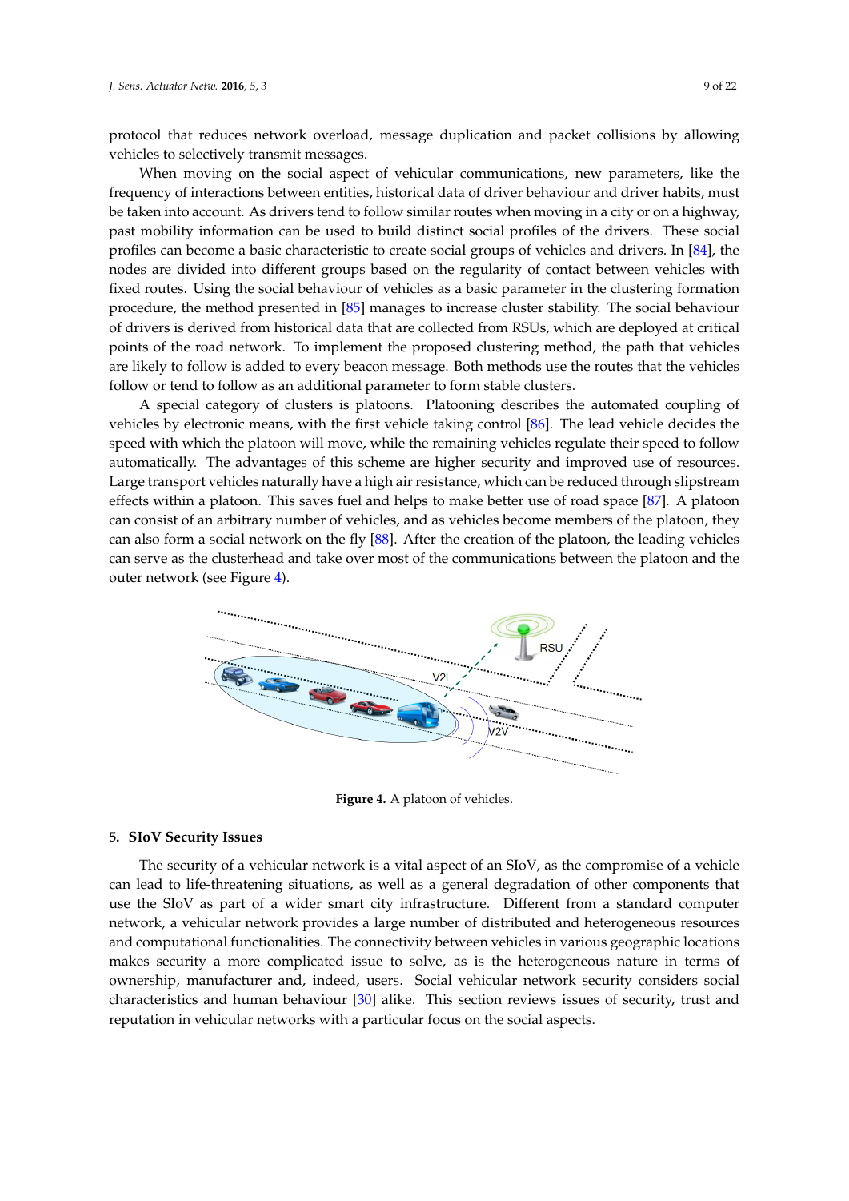protocol that reduces network overload, message duplication and packet collisions by allowing vehicles to selectively transmit messages.

When moving on the social aspect of vehicular communications, new parameters, like the frequency of interactions between entities, historical data of driver behaviour and driver habits, must be taken into account. As drivers tend to follow similar routes when moving in a city or on a highway, past mobility information can be used to build distinct social profiles of the drivers. These social profiles can become a basic characteristic to create social groups of vehicles and drivers. In [84], the nodes are divided into different groups based on the regularity of contact between vehicles with fixed routes. Using the social behaviour of vehicles as a basic parameter in the clustering formation procedure, the method presented in [85] manages to increase cluster stability. The social behaviour of drivers is derived from historical data that are collected from RSUs, which are deployed at critical points of the road network. To implement the proposed clustering method, the path that vehicles are likely to follow is added to every beacon message. Both methods use the routes that the vehicles follow or tend to follow as an additional parameter to form stable clusters.

A special category of clusters is platoons. Platooning describes the automated coupling of vehicles by electronic means, with the first vehicle taking control [86]. The lead vehicle decides the speed with which the platoon will move, while the remaining vehicles regulate their speed to follow automatically. The advantages of this scheme are higher security and improved use of resources. Large transport vehicles naturally have a high air resistance, which can be reduced through slipstream effects within a platoon. This saves fuel and helps to make better use of road space [87]. A platoon can consist of an arbitrary number of vehicles, and as vehicles become members of the platoon, they can also form a social network on the fly [88]. After the creation of the platoon, the leading vehicles can serve as the clusterhead and take over most of the communications between the platoon and the outer network (see Figure 4).

**Figure 4.** A platoon of vehicles.

## 5. SIoV Security Issues

The security of a vehicular network is a vital aspect of an SIoV, as the compromise of a vehicle can lead to life-threatening situations, as well as a general degradation of other components that use the SIoV as part of a wider smart city infrastructure. Different from a standard computer network, a vehicular network provides a large number of distributed and heterogeneous resources and computational functionalities. The connectivity between vehicles in various geographic locations makes security a more complicated issue to solve, as is the heterogeneous nature in terms of ownership, manufacturer and, indeed, users. Social vehicular network security considers social characteristics and human behaviour [30] alike. This section reviews issues of security, trust and reputation in vehicular networks with a particular focus on the social aspects.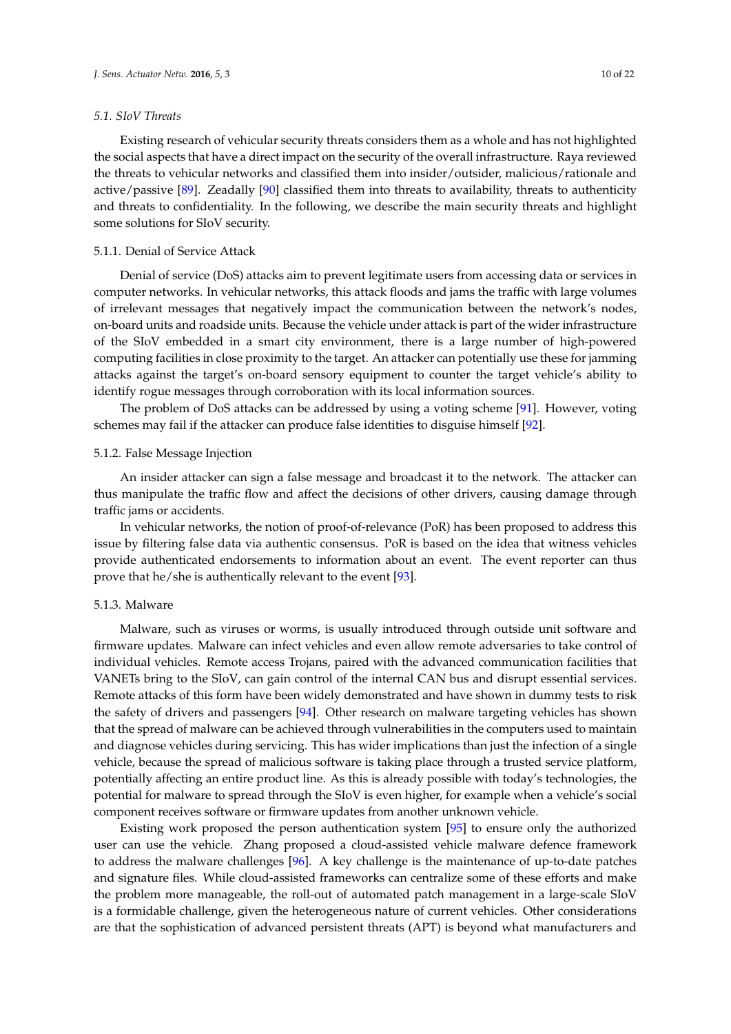### 5.1. SIoV Threats

Existing research of vehicular security threats considers them as a whole and has not highlighted the social aspects that have a direct impact on the security of the overall infrastructure. Raya reviewed the threats to vehicular networks and classified them into insider/outsider, malicious/rationale and active/passive [89]. Zeadally [90] classified them into threats to availability, threats to authenticity and threats to confidentiality. In the following, we describe the main security threats and highlight some solutions for SIoV security.

#### 5.1.1. Denial of Service Attack

Denial of service (DoS) attacks aim to prevent legitimate users from accessing data or services in computer networks. In vehicular networks, this attack floods and jams the traffic with large volumes of irrelevant messages that negatively impact the communication between the network's nodes, on-board units and roadside units. Because the vehicle under attack is part of the wider infrastructure of the SIoV embedded in a smart city environment, there is a large number of high-powered computing facilities in close proximity to the target. An attacker can potentially use these for jamming attacks against the target's on-board sensory equipment to counter the target vehicle's ability to identify rogue messages through corroboration with its local information sources.

The problem of DoS attacks can be addressed by using a voting scheme [91]. However, voting schemes may fail if the attacker can produce false identities to disguise himself [92].

#### 5.1.2. False Message Injection

An insider attacker can sign a false message and broadcast it to the network. The attacker can thus manipulate the traffic flow and affect the decisions of other drivers, causing damage through traffic jams or accidents.

In vehicular networks, the notion of proof-of-relevance (PoR) has been proposed to address this issue by filtering false data via authentic consensus. PoR is based on the idea that witness vehicles provide authenticated endorsements to information about an event. The event reporter can thus prove that he/she is authentically relevant to the event [93].

#### 5.1.3. Malware

Malware, such as viruses or worms, is usually introduced through outside unit software and firmware updates. Malware can infect vehicles and even allow remote adversaries to take control of individual vehicles. Remote access Trojans, paired with the advanced communication facilities that VANETs bring to the SIoV, can gain control of the internal CAN bus and disrupt essential services. Remote attacks of this form have been widely demonstrated and have shown in dummy tests to risk the safety of drivers and passengers [94]. Other research on malware targeting vehicles has shown that the spread of malware can be achieved through vulnerabilities in the computers used to maintain and diagnose vehicles during servicing. This has wider implications than just the infection of a single vehicle, because the spread of malicious software is taking place through a trusted service platform, potentially affecting an entire product line. As this is already possible with today's technologies, the potential for malware to spread through the SIoV is even higher, for example when a vehicle's social component receives software or firmware updates from another unknown vehicle.

Existing work proposed the person authentication system [95] to ensure only the authorized user can use the vehicle. Zhang proposed a cloud-assisted vehicle malware defence framework to address the malware challenges [96]. A key challenge is the maintenance of up-to-date patches and signature files. While cloud-assisted frameworks can centralize some of these efforts and make the problem more manageable, the roll-out of automated patch management in a large-scale SIoV is a formidable challenge, given the heterogeneous nature of current vehicles. Other considerations are that the sophistication of advanced persistent threats (APT) is beyond what manufacturers and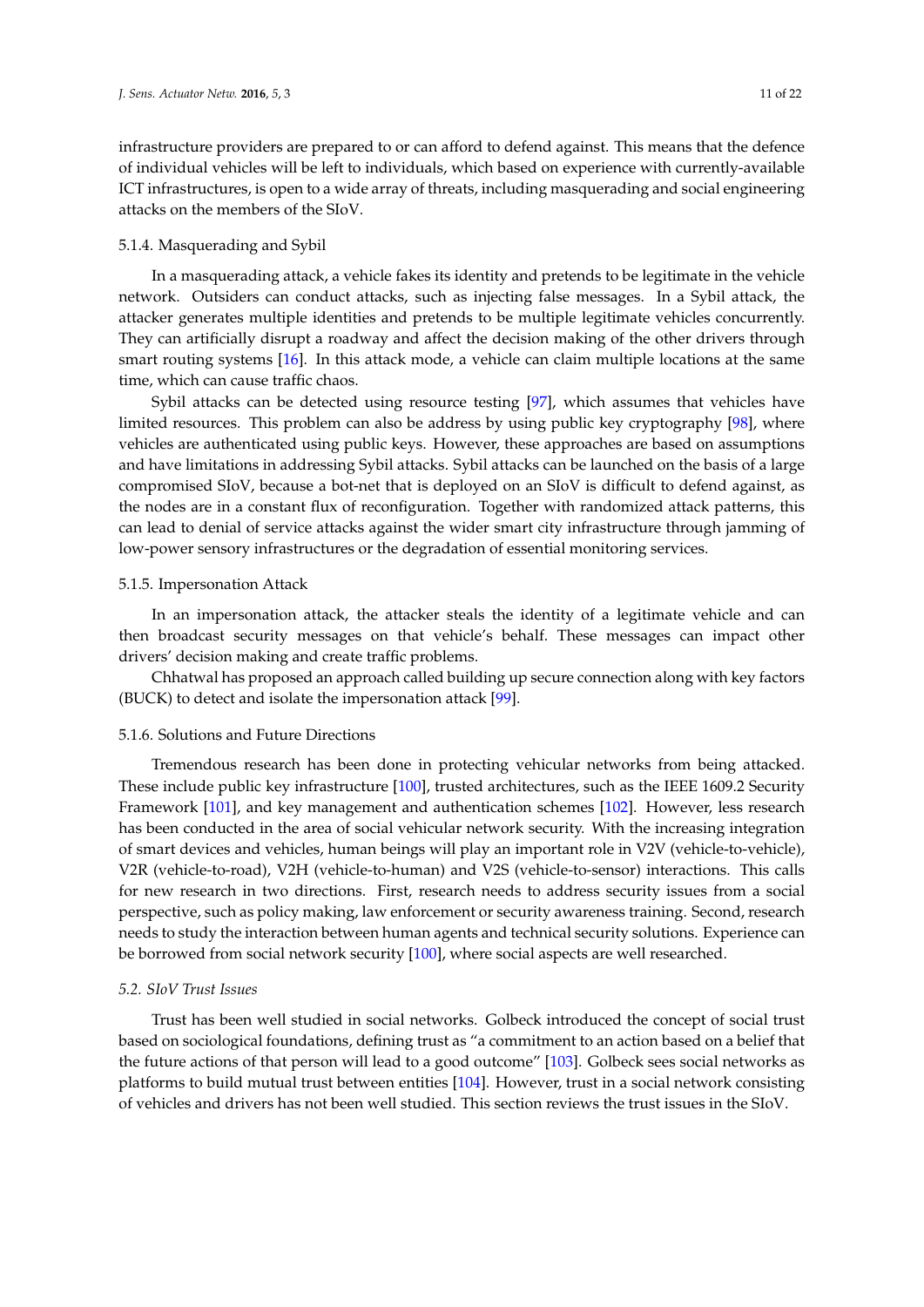infrastructure providers are prepared to or can afford to defend against. This means that the defence of individual vehicles will be left to individuals, which based on experience with currently-available ICT infrastructures, is open to a wide array of threats, including masquerading and social engineering attacks on the members of the SIoV.

#### 5.1.4. Masquerading and Sybil

In a masquerading attack, a vehicle fakes its identity and pretends to be legitimate in the vehicle network. Outsiders can conduct attacks, such as injecting false messages. In a Sybil attack, the attacker generates multiple identities and pretends to be multiple legitimate vehicles concurrently. They can artificially disrupt a roadway and affect the decision making of the other drivers through smart routing systems [16]. In this attack mode, a vehicle can claim multiple locations at the same time, which can cause traffic chaos.

Sybil attacks can be detected using resource testing [97], which assumes that vehicles have limited resources. This problem can also be address by using public key cryptography [98], where vehicles are authenticated using public keys. However, these approaches are based on assumptions and have limitations in addressing Sybil attacks. Sybil attacks can be launched on the basis of a large compromised SIoV, because a bot-net that is deployed on an SIoV is difficult to defend against, as the nodes are in a constant flux of reconfiguration. Together with randomized attack patterns, this can lead to denial of service attacks against the wider smart city infrastructure through jamming of low-power sensory infrastructures or the degradation of essential monitoring services.

#### 5.1.5. Impersonation Attack

In an impersonation attack, the attacker steals the identity of a legitimate vehicle and can then broadcast security messages on that vehicle's behalf. These messages can impact other drivers' decision making and create traffic problems.

Chhatwal has proposed an approach called building up secure connection along with key factors (BUCK) to detect and isolate the impersonation attack [99].

#### 5.1.6. Solutions and Future Directions

Tremendous research has been done in protecting vehicular networks from being attacked. These include public key infrastructure [100], trusted architectures, such as the IEEE 1609.2 Security Framework [101], and key management and authentication schemes [102]. However, less research has been conducted in the area of social vehicular network security. With the increasing integration of smart devices and vehicles, human beings will play an important role in V2V (vehicle-to-vehicle), V2R (vehicle-to-road), V2H (vehicle-to-human) and V2S (vehicle-to-sensor) interactions. This calls for new research in two directions. First, research needs to address security issues from a social perspective, such as policy making, law enforcement or security awareness training. Second, research needs to study the interaction between human agents and technical security solutions. Experience can be borrowed from social network security [100], where social aspects are well researched.

### *5.2. SIoV Trust Issues*

Trust has been well studied in social networks. Golbeck introduced the concept of social trust based on sociological foundations, defining trust as "a commitment to an action based on a belief that the future actions of that person will lead to a good outcome" [103]. Golbeck sees social networks as platforms to build mutual trust between entities [104]. However, trust in a social network consisting of vehicles and drivers has not been well studied. This section reviews the trust issues in the SIoV.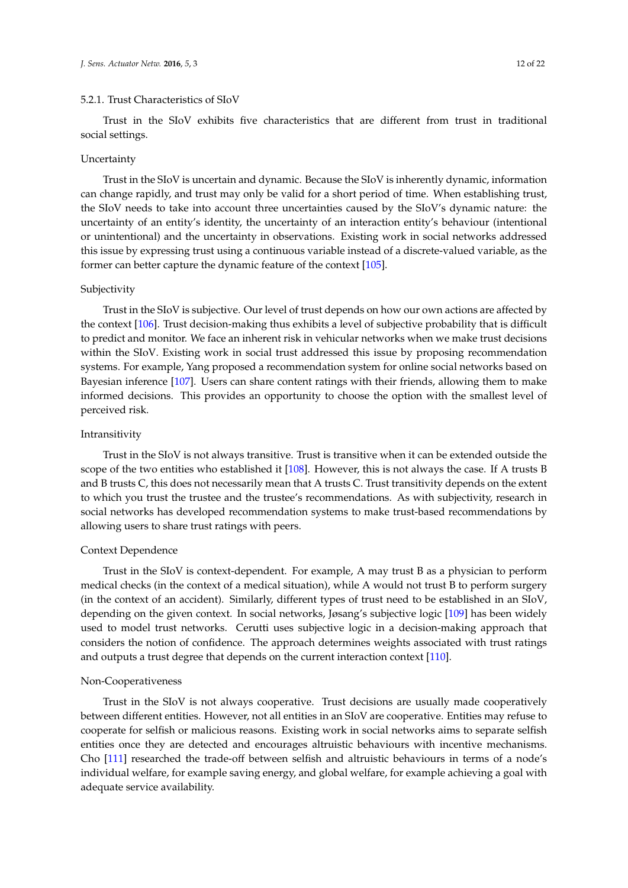#### 5.2.1. Trust Characteristics of SIoV

Trust in the SIoV exhibits five characteristics that are different from trust in traditional social settings.

##### Uncertainty

Trust in the SIoV is uncertain and dynamic. Because the SIoV is inherently dynamic, information can change rapidly, and trust may only be valid for a short period of time. When establishing trust, the SIoV needs to take into account three uncertainties caused by the SIoV's dynamic nature: the uncertainty of an entity's identity, the uncertainty of an interaction entity's behaviour (intentional or unintentional) and the uncertainty in observations. Existing work in social networks addressed this issue by expressing trust using a continuous variable instead of a discrete-valued variable, as the former can better capture the dynamic feature of the context [105].

##### Subjectivity

Trust in the SIoV is subjective. Our level of trust depends on how our own actions are affected by the context [106]. Trust decision-making thus exhibits a level of subjective probability that is difficult to predict and monitor. We face an inherent risk in vehicular networks when we make trust decisions within the SIoV. Existing work in social trust addressed this issue by proposing recommendation systems. For example, Yang proposed a recommendation system for online social networks based on Bayesian inference [107]. Users can share content ratings with their friends, allowing them to make informed decisions. This provides an opportunity to choose the option with the smallest level of perceived risk.

##### Intransitivity

Trust in the SIoV is not always transitive. Trust is transitive when it can be extended outside the scope of the two entities who established it [108]. However, this is not always the case. If A trusts B and B trusts C, this does not necessarily mean that A trusts C. Trust transitivity depends on the extent to which you trust the trustee and the trustee's recommendations. As with subjectivity, research in social networks has developed recommendation systems to make trust-based recommendations by allowing users to share trust ratings with peers.

##### Context Dependence

Trust in the SIoV is context-dependent. For example, A may trust B as a physician to perform medical checks (in the context of a medical situation), while A would not trust B to perform surgery (in the context of an accident). Similarly, different types of trust need to be established in an SIoV, depending on the given context. In social networks, Jøsang's subjective logic [109] has been widely used to model trust networks. Cerutti uses subjective logic in a decision-making approach that considers the notion of confidence. The approach determines weights associated with trust ratings and outputs a trust degree that depends on the current interaction context [110].

##### Non-Cooperativeness

Trust in the SIoV is not always cooperative. Trust decisions are usually made cooperatively between different entities. However, not all entities in an SIoV are cooperative. Entities may refuse to cooperate for selfish or malicious reasons. Existing work in social networks aims to separate selfish entities once they are detected and encourages altruistic behaviours with incentive mechanisms. Cho [111] researched the trade-off between selfish and altruistic behaviours in terms of a node's individual welfare, for example saving energy, and global welfare, for example achieving a goal with adequate service availability.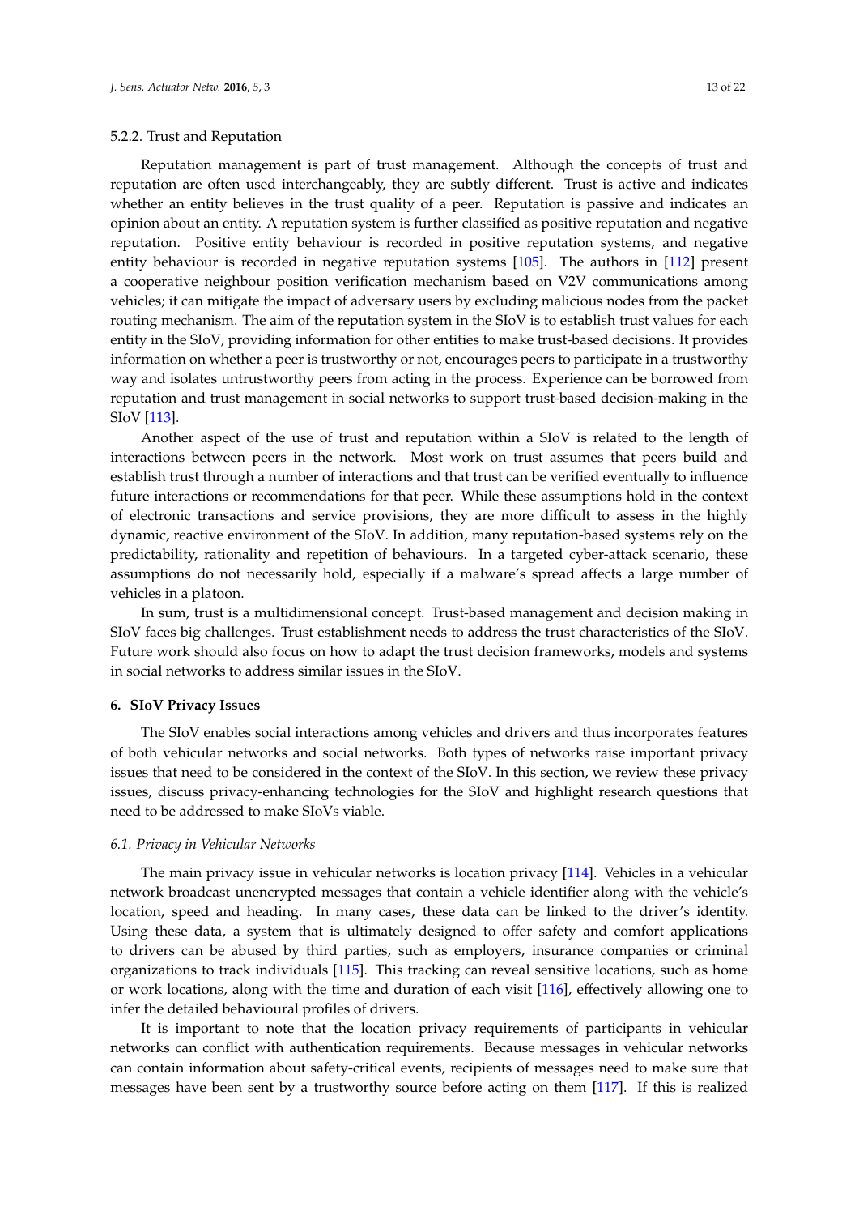#### 5.2.2. Trust and Reputation

Reputation management is part of trust management. Although the concepts of trust and reputation are often used interchangeably, they are subtly different. Trust is active and indicates whether an entity believes in the trust quality of a peer. Reputation is passive and indicates an opinion about an entity. A reputation system is further classified as positive reputation and negative reputation. Positive entity behaviour is recorded in positive reputation systems, and negative entity behaviour is recorded in negative reputation systems [105]. The authors in [112] present a cooperative neighbour position verification mechanism based on V2V communications among vehicles; it can mitigate the impact of adversary users by excluding malicious nodes from the packet routing mechanism. The aim of the reputation system in the SIoV is to establish trust values for each entity in the SIoV, providing information for other entities to make trust-based decisions. It provides information on whether a peer is trustworthy or not, encourages peers to participate in a trustworthy way and isolates untrustworthy peers from acting in the process. Experience can be borrowed from reputation and trust management in social networks to support trust-based decision-making in the SIoV [113].

Another aspect of the use of trust and reputation within a SIoV is related to the length of interactions between peers in the network. Most work on trust assumes that peers build and establish trust through a number of interactions and that trust can be verified eventually to influence future interactions or recommendations for that peer. While these assumptions hold in the context of electronic transactions and service provisions, they are more difficult to assess in the highly dynamic, reactive environment of the SIoV. In addition, many reputation-based systems rely on the predictability, rationality and repetition of behaviours. In a targeted cyber-attack scenario, these assumptions do not necessarily hold, especially if a malware's spread affects a large number of vehicles in a platoon.

In sum, trust is a multidimensional concept. Trust-based management and decision making in SIoV faces big challenges. Trust establishment needs to address the trust characteristics of the SIoV. Future work should also focus on how to adapt the trust decision frameworks, models and systems in social networks to address similar issues in the SIoV.

## 6. SIoV Privacy Issues

The SIoV enables social interactions among vehicles and drivers and thus incorporates features of both vehicular networks and social networks. Both types of networks raise important privacy issues that need to be considered in the context of the SIoV. In this section, we review these privacy issues, discuss privacy-enhancing technologies for the SIoV and highlight research questions that need to be addressed to make SIoVs viable.

### *6.1. Privacy in Vehicular Networks*

The main privacy issue in vehicular networks is location privacy [114]. Vehicles in a vehicular network broadcast unencrypted messages that contain a vehicle identifier along with the vehicle's location, speed and heading. In many cases, these data can be linked to the driver's identity. Using these data, a system that is ultimately designed to offer safety and comfort applications to drivers can be abused by third parties, such as employers, insurance companies or criminal organizations to track individuals [115]. This tracking can reveal sensitive locations, such as home or work locations, along with the time and duration of each visit [116], effectively allowing one to infer the detailed behavioural profiles of drivers.

It is important to note that the location privacy requirements of participants in vehicular networks can conflict with authentication requirements. Because messages in vehicular networks can contain information about safety-critical events, recipients of messages need to make sure that messages have been sent by a trustworthy source before acting on them [117]. If this is realized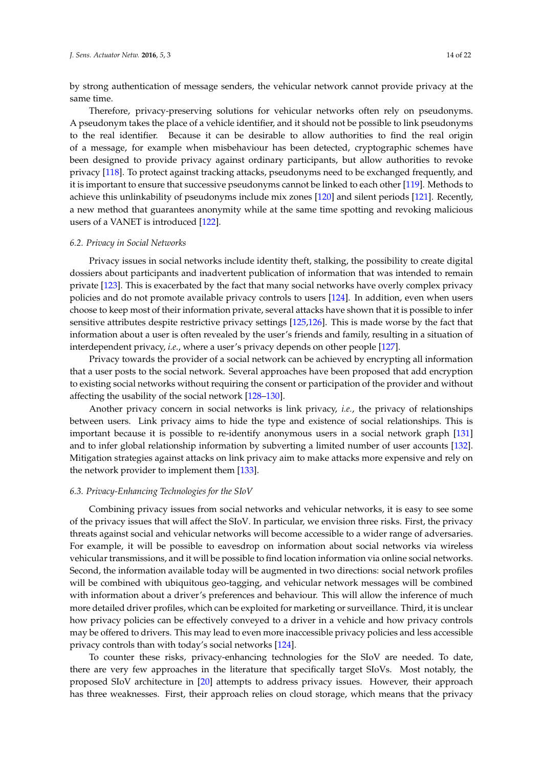by strong authentication of message senders, the vehicular network cannot provide privacy at the same time.

Therefore, privacy-preserving solutions for vehicular networks often rely on pseudonyms. A pseudonym takes the place of a vehicle identifier, and it should not be possible to link pseudonyms to the real identifier. Because it can be desirable to allow authorities to find the real origin of a message, for example when misbehaviour has been detected, cryptographic schemes have been designed to provide privacy against ordinary participants, but allow authorities to revoke privacy [118]. To protect against tracking attacks, pseudonyms need to be exchanged frequently, and it is important to ensure that successive pseudonyms cannot be linked to each other [119]. Methods to achieve this unlinkability of pseudonyms include mix zones [120] and silent periods [121]. Recently, a new method that guarantees anonymity while at the same time spotting and revoking malicious users of a VANET is introduced [122].

### 6.2. Privacy in Social Networks

Privacy issues in social networks include identity theft, stalking, the possibility to create digital dossiers about participants and inadvertent publication of information that was intended to remain private [123]. This is exacerbated by the fact that many social networks have overly complex privacy policies and do not promote available privacy controls to users [124]. In addition, even when users choose to keep most of their information private, several attacks have shown that it is possible to infer sensitive attributes despite restrictive privacy settings [125,126]. This is made worse by the fact that information about a user is often revealed by the user's friends and family, resulting in a situation of interdependent privacy, *i.e.*, where a user's privacy depends on other people [127].

Privacy towards the provider of a social network can be achieved by encrypting all information that a user posts to the social network. Several approaches have been proposed that add encryption to existing social networks without requiring the consent or participation of the provider and without affecting the usability of the social network [128–130].

Another privacy concern in social networks is link privacy, *i.e.*, the privacy of relationships between users. Link privacy aims to hide the type and existence of social relationships. This is important because it is possible to re-identify anonymous users in a social network graph [131] and to infer global relationship information by subverting a limited number of user accounts [132]. Mitigation strategies against attacks on link privacy aim to make attacks more expensive and rely on the network provider to implement them [133].

### 6.3. Privacy-Enhancing Technologies for the SIoV

Combining privacy issues from social networks and vehicular networks, it is easy to see some of the privacy issues that will affect the SIoV. In particular, we envision three risks. First, the privacy threats against social and vehicular networks will become accessible to a wider range of adversaries. For example, it will be possible to eavesdrop on information about social networks via wireless vehicular transmissions, and it will be possible to find location information via online social networks. Second, the information available today will be augmented in two directions: social network profiles will be combined with ubiquitous geo-tagging, and vehicular network messages will be combined with information about a driver's preferences and behaviour. This will allow the inference of much more detailed driver profiles, which can be exploited for marketing or surveillance. Third, it is unclear how privacy policies can be effectively conveyed to a driver in a vehicle and how privacy controls may be offered to drivers. This may lead to even more inaccessible privacy policies and less accessible privacy controls than with today's social networks [124].

To counter these risks, privacy-enhancing technologies for the SIoV are needed. To date, there are very few approaches in the literature that specifically target SIoVs. Most notably, the proposed SIoV architecture in [20] attempts to address privacy issues. However, their approach has three weaknesses. First, their approach relies on cloud storage, which means that the privacy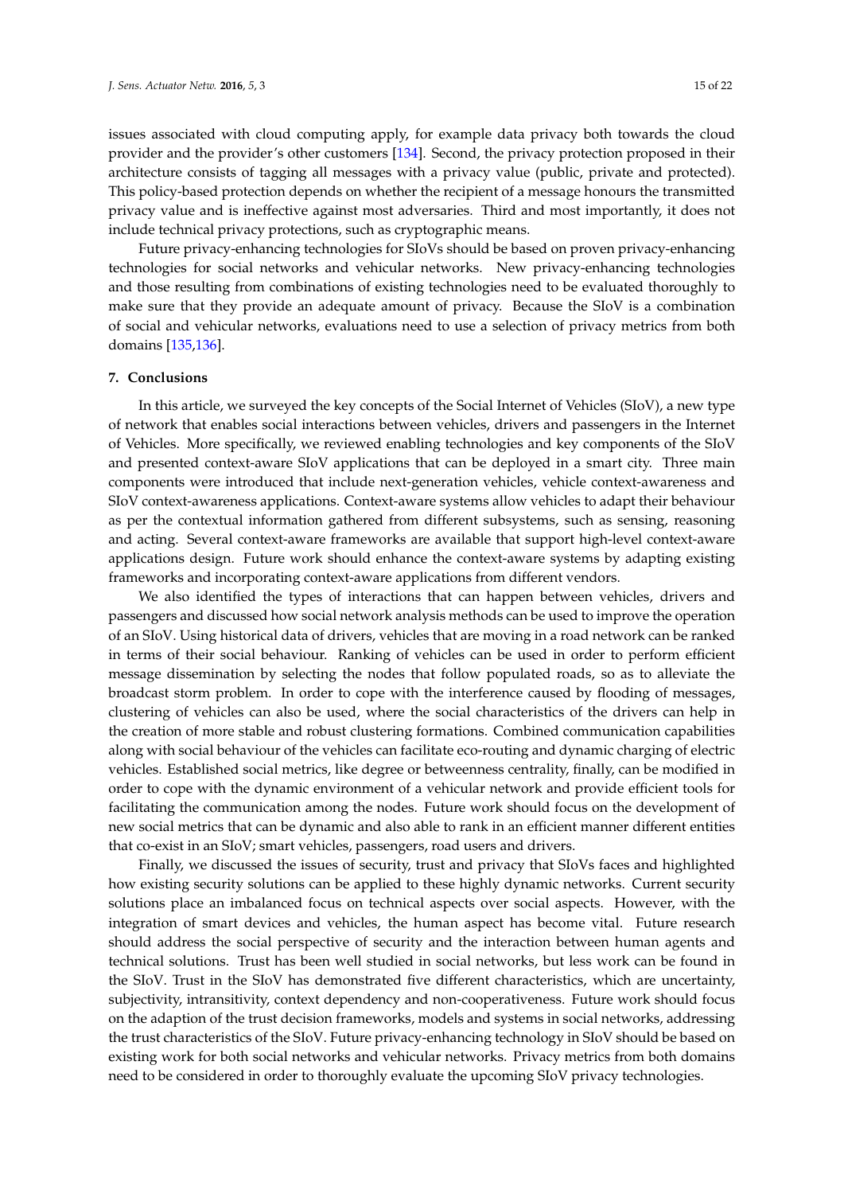issues associated with cloud computing apply, for example data privacy both towards the cloud provider and the provider's other customers [134]. Second, the privacy protection proposed in their architecture consists of tagging all messages with a privacy value (public, private and protected). This policy-based protection depends on whether the recipient of a message honours the transmitted privacy value and is ineffective against most adversaries. Third and most importantly, it does not include technical privacy protections, such as cryptographic means.

Future privacy-enhancing technologies for SIoVs should be based on proven privacy-enhancing technologies for social networks and vehicular networks. New privacy-enhancing technologies and those resulting from combinations of existing technologies need to be evaluated thoroughly to make sure that they provide an adequate amount of privacy. Because the SIoV is a combination of social and vehicular networks, evaluations need to use a selection of privacy metrics from both domains [135,136].

## 7. Conclusions

In this article, we surveyed the key concepts of the Social Internet of Vehicles (SIoV), a new type of network that enables social interactions between vehicles, drivers and passengers in the Internet of Vehicles. More specifically, we reviewed enabling technologies and key components of the SIoV and presented context-aware SIoV applications that can be deployed in a smart city. Three main components were introduced that include next-generation vehicles, vehicle context-awareness and SIoV context-awareness applications. Context-aware systems allow vehicles to adapt their behaviour as per the contextual information gathered from different subsystems, such as sensing, reasoning and acting. Several context-aware frameworks are available that support high-level context-aware applications design. Future work should enhance the context-aware systems by adapting existing frameworks and incorporating context-aware applications from different vendors.

We also identified the types of interactions that can happen between vehicles, drivers and passengers and discussed how social network analysis methods can be used to improve the operation of an SIoV. Using historical data of drivers, vehicles that are moving in a road network can be ranked in terms of their social behaviour. Ranking of vehicles can be used in order to perform efficient message dissemination by selecting the nodes that follow populated roads, so as to alleviate the broadcast storm problem. In order to cope with the interference caused by flooding of messages, clustering of vehicles can also be used, where the social characteristics of the drivers can help in the creation of more stable and robust clustering formations. Combined communication capabilities along with social behaviour of the vehicles can facilitate eco-routing and dynamic charging of electric vehicles. Established social metrics, like degree or betweenness centrality, finally, can be modified in order to cope with the dynamic environment of a vehicular network and provide efficient tools for facilitating the communication among the nodes. Future work should focus on the development of new social metrics that can be dynamic and also able to rank in an efficient manner different entities that co-exist in an SIoV; smart vehicles, passengers, road users and drivers.

Finally, we discussed the issues of security, trust and privacy that SIoVs faces and highlighted how existing security solutions can be applied to these highly dynamic networks. Current security solutions place an imbalanced focus on technical aspects over social aspects. However, with the integration of smart devices and vehicles, the human aspect has become vital. Future research should address the social perspective of security and the interaction between human agents and technical solutions. Trust has been well studied in social networks, but less work can be found in the SIoV. Trust in the SIoV has demonstrated five different characteristics, which are uncertainty, subjectivity, intransitivity, context dependency and non-cooperativeness. Future work should focus on the adaption of the trust decision frameworks, models and systems in social networks, addressing the trust characteristics of the SIoV. Future privacy-enhancing technology in SIoV should be based on existing work for both social networks and vehicular networks. Privacy metrics from both domains need to be considered in order to thoroughly evaluate the upcoming SIoV privacy technologies.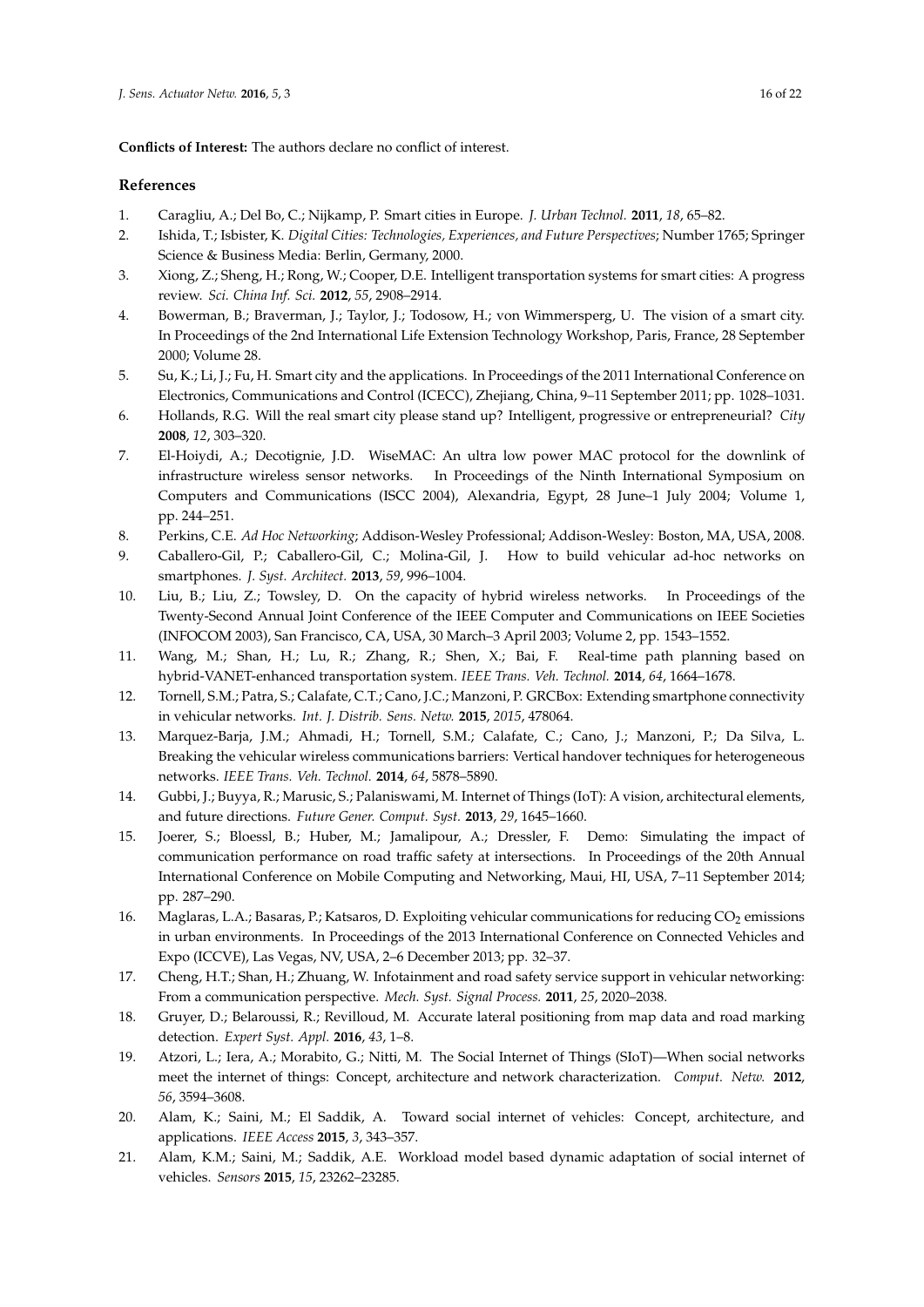**Conflicts of Interest:** The authors declare no conflict of interest.

## References

1. Caragliu, A.; Del Bo, C.; Nijkamp, P. Smart cities in Europe. *J. Urban Technol.* **2011**, *18*, 65–82.
2. Ishida, T.; Isbister, K. *Digital Cities: Technologies, Experiences, and Future Perspectives*; Number 1765; Springer Science & Business Media: Berlin, Germany, 2000.
3. Xiong, Z.; Sheng, H.; Rong, W.; Cooper, D.E. Intelligent transportation systems for smart cities: A progress review. *Sci. China Inf. Sci.* **2012**, *55*, 2908–2914.
4. Bowerman, B.; Braverman, J.; Taylor, J.; Todosow, H.; von Wimmersperg, U. The vision of a smart city. In Proceedings of the 2nd International Life Extension Technology Workshop, Paris, France, 28 September 2000; Volume 28.
5. Su, K.; Li, J.; Fu, H. Smart city and the applications. In Proceedings of the 2011 International Conference on Electronics, Communications and Control (ICECC), Zhejiang, China, 9–11 September 2011; pp. 1028–1031.
6. Hollands, R.G. Will the real smart city please stand up? Intelligent, progressive or entrepreneurial? *City* **2008**, *12*, 303–320.
7. El-Hoiydi, A.; Decotignie, J.D. WiseMAC: An ultra low power MAC protocol for the downlink of infrastructure wireless sensor networks. In Proceedings of the Ninth International Symposium on Computers and Communications (ISCC 2004), Alexandria, Egypt, 28 June–1 July 2004; Volume 1, pp. 244–251.
8. Perkins, C.E. *Ad Hoc Networking*; Addison-Wesley Professional; Addison-Wesley: Boston, MA, USA, 2008.
9. Caballero-Gil, P.; Caballero-Gil, C.; Molina-Gil, J. How to build vehicular ad-hoc networks on smartphones. *J. Syst. Architect.* **2013**, *59*, 996–1004.
10. Liu, B.; Liu, Z.; Towsley, D. On the capacity of hybrid wireless networks. In Proceedings of the Twenty-Second Annual Joint Conference of the IEEE Computer and Communications on IEEE Societies (INFOCOM 2003), San Francisco, CA, USA, 30 March–3 April 2003; Volume 2, pp. 1543–1552.
11. Wang, M.; Shan, H.; Lu, R.; Zhang, R.; Shen, X.; Bai, F. Real-time path planning based on hybrid-VANET-enhanced transportation system. *IEEE Trans. Veh. Technol.* **2014**, *64*, 1664–1678.
12. Tornell, S.M.; Patra, S.; Calafate, C.T.; Cano, J.C.; Manzoni, P. GRCBox: Extending smartphone connectivity in vehicular networks. *Int. J. Distrib. Sens. Netw.* **2015**, *2015*, 478064.
13. Marquez-Barja, J.M.; Ahmadi, H.; Tornell, S.M.; Calafate, C.; Cano, J.; Manzoni, P.; Da Silva, L. Breaking the vehicular wireless communications barriers: Vertical handover techniques for heterogeneous networks. *IEEE Trans. Veh. Technol.* **2014**, *64*, 5878–5890.
14. Gubbi, J.; Buyya, R.; Marusic, S.; Palaniswami, M. Internet of Things (IoT): A vision, architectural elements, and future directions. *Future Gener. Comput. Syst.* **2013**, *29*, 1645–1660.
15. Joerer, S.; Bloessl, B.; Huber, M.; Jamalipour, A.; Dressler, F. Demo: Simulating the impact of communication performance on road traffic safety at intersections. In Proceedings of the 20th Annual International Conference on Mobile Computing and Networking, Maui, HI, USA, 7–11 September 2014; pp. 287–290.
16. Maglaras, L.A.; Basaras, P.; Katsaros, D. Exploiting vehicular communications for reducing $CO_2$ emissions in urban environments. In Proceedings of the 2013 International Conference on Connected Vehicles and Expo (ICCVE), Las Vegas, NV, USA, 2–6 December 2013; pp. 32–37.
17. Cheng, H.T.; Shan, H.; Zhuang, W. Infotainment and road safety service support in vehicular networking: From a communication perspective. *Mech. Syst. Signal Process.* **2011**, *25*, 2020–2038.
18. Gruyer, D.; Belaroussi, R.; Revilloud, M. Accurate lateral positioning from map data and road marking detection. *Expert Syst. Appl.* **2016**, *43*, 1–8.
19. Atzori, L.; Iera, A.; Morabito, G.; Nitti, M. The Social Internet of Things (SIoT)—When social networks meet the internet of things: Concept, architecture and network characterization. *Comput. Netw.* **2012**, *56*, 3594–3608.
20. Alam, K.; Saini, M.; El Saddik, A. Toward social internet of vehicles: Concept, architecture, and applications. *IEEE Access* **2015**, *3*, 343–357.
21. Alam, K.M.; Saini, M.; Saddik, A.E. Workload model based dynamic adaptation of social internet of vehicles. *Sensors* **2015**, *15*, 23262–23285.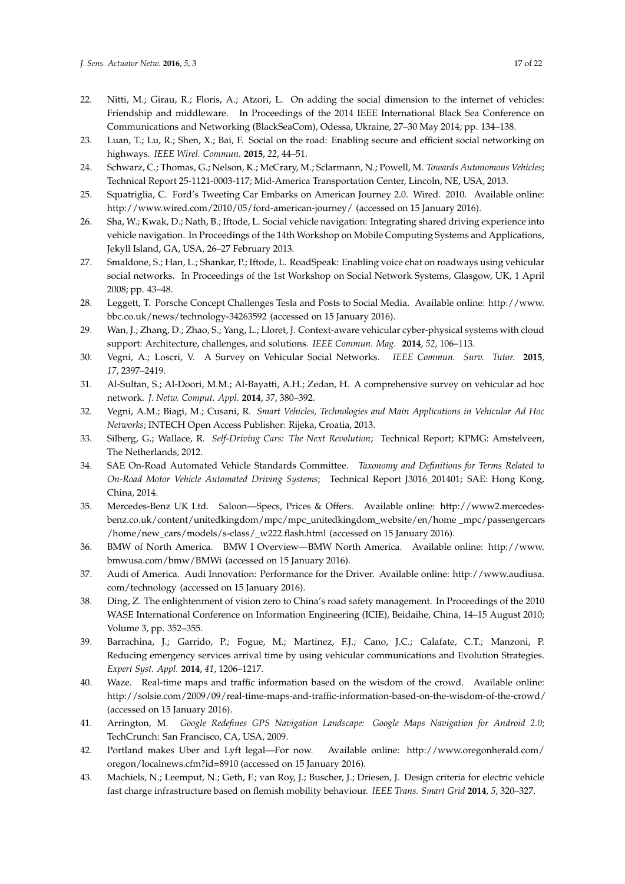22. Nitti, M.; Girau, R.; Floris, A.; Atzori, L. On adding the social dimension to the internet of vehicles: Friendship and middleware. In Proceedings of the 2014 IEEE International Black Sea Conference on Communications and Networking (BlackSeaCom), Odessa, Ukraine, 27–30 May 2014; pp. 134–138.
23. Luan, T.; Lu, R.; Shen, X.; Bai, F. Social on the road: Enabling secure and efficient social networking on highways. *IEEE Wirel. Commun.* **2015**, *22*, 44–51.
24. Schwarz, C.; Thomas, G.; Nelson, K.; McCrary, M.; Sclarmann, N.; Powell, M. *Towards Autonomous Vehicles*; Technical Report 25-1121-0003-117; Mid-America Transportation Center, Lincoln, NE, USA, 2013.
25. Squatriglia, C. Ford's Tweeting Car Embarks on American Journey 2.0. Wired. 2010. Available online: http://www.wired.com/2010/05/ford-american-journey/ (accessed on 15 January 2016).
26. Sha, W.; Kwak, D.; Nath, B.; Iftode, L. Social vehicle navigation: Integrating shared driving experience into vehicle navigation. In Proceedings of the 14th Workshop on Mobile Computing Systems and Applications, Jekyll Island, GA, USA, 26–27 February 2013.
27. Smaldone, S.; Han, L.; Shankar, P.; Iftode, L. RoadSpeak: Enabling voice chat on roadways using vehicular social networks. In Proceedings of the 1st Workshop on Social Network Systems, Glasgow, UK, 1 April 2008; pp. 43–48.
28. Leggett, T. Porsche Concept Challenges Tesla and Posts to Social Media. Available online: http://www.bbc.co.uk/news/technology-34263592 (accessed on 15 January 2016).
29. Wan, J.; Zhang, D.; Zhao, S.; Yang, L.; Lloret, J. Context-aware vehicular cyber-physical systems with cloud support: Architecture, challenges, and solutions. *IEEE Commun. Mag.* **2014**, *52*, 106–113.
30. Vegni, A.; Loscri, V. A Survey on Vehicular Social Networks. *IEEE Commun. Surv. Tutor.* **2015**, *17*, 2397–2419.
31. Al-Sultan, S.; Al-Doori, M.M.; Al-Bayatti, A.H.; Zedan, H. A comprehensive survey on vehicular ad hoc network. *J. Netw. Comput. Appl.* **2014**, *37*, 380–392.
32. Vegni, A.M.; Biagi, M.; Cusani, R. *Smart Vehicles, Technologies and Main Applications in Vehicular Ad Hoc Networks*; INTECH Open Access Publisher: Rijeka, Croatia, 2013.
33. Silberg, G.; Wallace, R. *Self-Driving Cars: The Next Revolution*; Technical Report; KPMG: Amstelveen, The Netherlands, 2012.
34. SAE On-Road Automated Vehicle Standards Committee. *Taxonomy and Definitions for Terms Related to On-Road Motor Vehicle Automated Driving Systems*; Technical Report J3016_201401; SAE: Hong Kong, China, 2014.
35. Mercedes-Benz UK Ltd. Saloon—Specs, Prices & Offers. Available online: http://www2.mercedes-benz.co.uk/content/unitedkingdom/mpc/mpc_unitedkingdom_website/en/home _mpc/passengercars /home/new_cars/models/s-class/_w222.flash.html (accessed on 15 January 2016).
36. BMW of North America. BMW I Overview—BMW North America. Available online: http://www.bmwusa.com/bmw/BMWi (accessed on 15 January 2016).
37. Audi of America. Audi Innovation: Performance for the Driver. Available online: http://www.audiusa.com/technology (accessed on 15 January 2016).
38. Ding, Z. The enlightenment of vision zero to China's road safety management. In Proceedings of the 2010 WASE International Conference on Information Engineering (ICIE), Beidaihe, China, 14–15 August 2010; Volume 3, pp. 352–355.
39. Barrachina, J.; Garrido, P.; Fogue, M.; Martinez, F.J.; Cano, J.C.; Calafate, C.T.; Manzoni, P. Reducing emergency services arrival time by using vehicular communications and Evolution Strategies. *Expert Syst. Appl.* **2014**, *41*, 1206–1217.
40. Waze. Real-time maps and traffic information based on the wisdom of the crowd. Available online: http://solsie.com/2009/09/real-time-maps-and-traffic-information-based-on-the-wisdom-of-the-crowd/ (accessed on 15 January 2016).
41. Arrington, M. *Google Redefines GPS Navigation Landscape: Google Maps Navigation for Android 2.0*; TechCrunch: San Francisco, CA, USA, 2009.
42. Portland makes Uber and Lyft legal—For now. Available online: http://www.oregonherald.com/oregon/localnews.cfm?id=8910 (accessed on 15 January 2016).
43. Machiels, N.; Leemput, N.; Geth, F.; van Roy, J.; Buscher, J.; Driesen, J. Design criteria for electric vehicle fast charge infrastructure based on flemish mobility behaviour. *IEEE Trans. Smart Grid* **2014**, *5*, 320–327.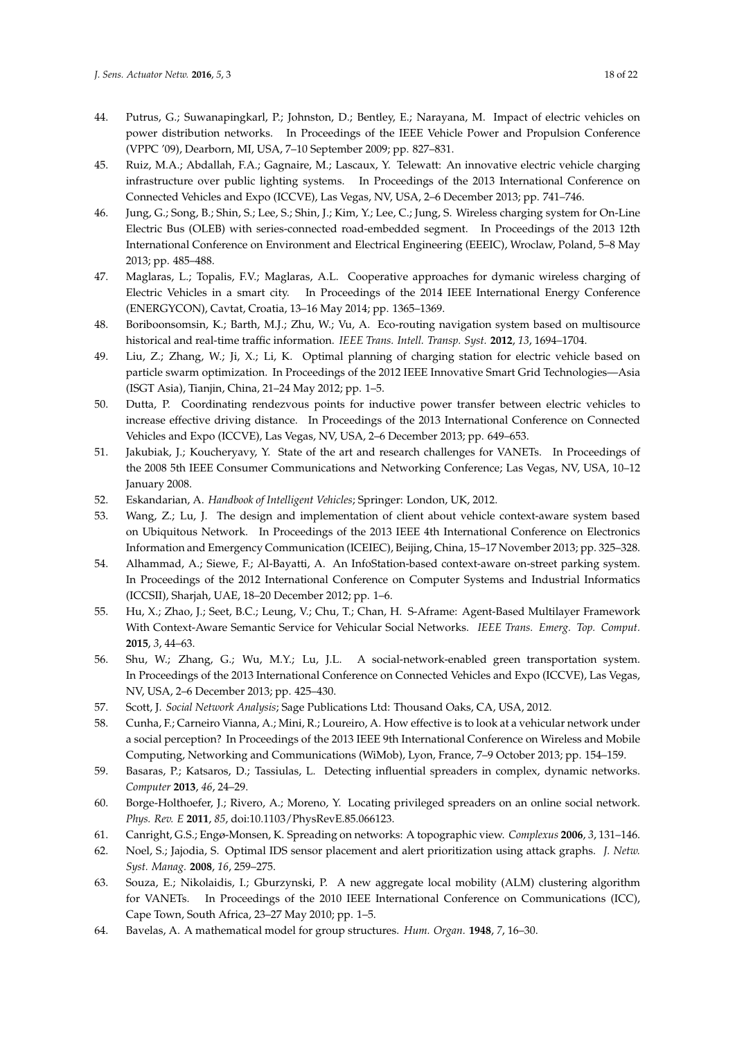44. Putrus, G.; Suwanapingkarl, P.; Johnston, D.; Bentley, E.; Narayana, M. Impact of electric vehicles on power distribution networks. In Proceedings of the IEEE Vehicle Power and Propulsion Conference (VPPC '09), Dearborn, MI, USA, 7–10 September 2009; pp. 827–831.
45. Ruiz, M.A.; Abdallah, F.A.; Gagnaire, M.; Lascaux, Y. Telewatt: An innovative electric vehicle charging infrastructure over public lighting systems. In Proceedings of the 2013 International Conference on Connected Vehicles and Expo (ICCVE), Las Vegas, NV, USA, 2–6 December 2013; pp. 741–746.
46. Jung, G.; Song, B.; Shin, S.; Lee, S.; Shin, J.; Kim, Y.; Lee, C.; Jung, S. Wireless charging system for On-Line Electric Bus (OLEB) with series-connected road-embedded segment. In Proceedings of the 2013 12th International Conference on Environment and Electrical Engineering (EEEIC), Wroclaw, Poland, 5–8 May 2013; pp. 485–488.
47. Maglaras, L.; Topalis, F.V.; Maglaras, A.L. Cooperative approaches for dymanic wireless charging of Electric Vehicles in a smart city. In Proceedings of the 2014 IEEE International Energy Conference (ENERGYCON), Cavtat, Croatia, 13–16 May 2014; pp. 1365–1369.
48. Boriboonsomsin, K.; Barth, M.J.; Zhu, W.; Vu, A. Eco-routing navigation system based on multisource historical and real-time traffic information. *IEEE Trans. Intell. Transp. Syst.* **2012**, *13*, 1694–1704.
49. Liu, Z.; Zhang, W.; Ji, X.; Li, K. Optimal planning of charging station for electric vehicle based on particle swarm optimization. In Proceedings of the 2012 IEEE Innovative Smart Grid Technologies—Asia (ISGT Asia), Tianjin, China, 21–24 May 2012; pp. 1–5.
50. Dutta, P. Coordinating rendezvous points for inductive power transfer between electric vehicles to increase effective driving distance. In Proceedings of the 2013 International Conference on Connected Vehicles and Expo (ICCVE), Las Vegas, NV, USA, 2–6 December 2013; pp. 649–653.
51. Jakubiak, J.; Koucheryavy, Y. State of the art and research challenges for VANETs. In Proceedings of the 2008 5th IEEE Consumer Communications and Networking Conference; Las Vegas, NV, USA, 10–12 January 2008.
52. Eskandarian, A. *Handbook of Intelligent Vehicles*; Springer: London, UK, 2012.
53. Wang, Z.; Lu, J. The design and implementation of client about vehicle context-aware system based on Ubiquitous Network. In Proceedings of the 2013 IEEE 4th International Conference on Electronics Information and Emergency Communication (ICEIEC), Beijing, China, 15–17 November 2013; pp. 325–328.
54. Alhammad, A.; Siewe, F.; Al-Bayatti, A. An InfoStation-based context-aware on-street parking system. In Proceedings of the 2012 International Conference on Computer Systems and Industrial Informatics (ICCSII), Sharjah, UAE, 18–20 December 2012; pp. 1–6.
55. Hu, X.; Zhao, J.; Seet, B.C.; Leung, V.; Chu, T.; Chan, H. S-Aframe: Agent-Based Multilayer Framework With Context-Aware Semantic Service for Vehicular Social Networks. *IEEE Trans. Emerg. Top. Comput.* **2015**, *3*, 44–63.
56. Shu, W.; Zhang, G.; Wu, M.Y.; Lu, J.L. A social-network-enabled green transportation system. In Proceedings of the 2013 International Conference on Connected Vehicles and Expo (ICCVE), Las Vegas, NV, USA, 2–6 December 2013; pp. 425–430.
57. Scott, J. *Social Network Analysis*; Sage Publications Ltd: Thousand Oaks, CA, USA, 2012.
58. Cunha, F.; Carneiro Vianna, A.; Mini, R.; Loureiro, A. How effective is to look at a vehicular network under a social perception? In Proceedings of the 2013 IEEE 9th International Conference on Wireless and Mobile Computing, Networking and Communications (WiMob), Lyon, France, 7–9 October 2013; pp. 154–159.
59. Basaras, P.; Katsaros, D.; Tassiulas, L. Detecting influential spreaders in complex, dynamic networks. *Computer* **2013**, *46*, 24–29.
60. Borge-Holthoefer, J.; Rivero, A.; Moreno, Y. Locating privileged spreaders on an online social network. *Phys. Rev. E* **2011**, *85*, doi:10.1103/PhysRevE.85.066123.
61. Canright, G.S.; Engø-Monsen, K. Spreading on networks: A topographic view. *Complexus* **2006**, *3*, 131–146.
62. Noel, S.; Jajodia, S. Optimal IDS sensor placement and alert prioritization using attack graphs. *J. Netw. Syst. Manag.* **2008**, *16*, 259–275.
63. Souza, E.; Nikolaidis, I.; Gburzynski, P. A new aggregate local mobility (ALM) clustering algorithm for VANETs. In Proceedings of the 2010 IEEE International Conference on Communications (ICC), Cape Town, South Africa, 23–27 May 2010; pp. 1–5.
64. Bavelas, A. A mathematical model for group structures. *Hum. Organ.* **1948**, *7*, 16–30.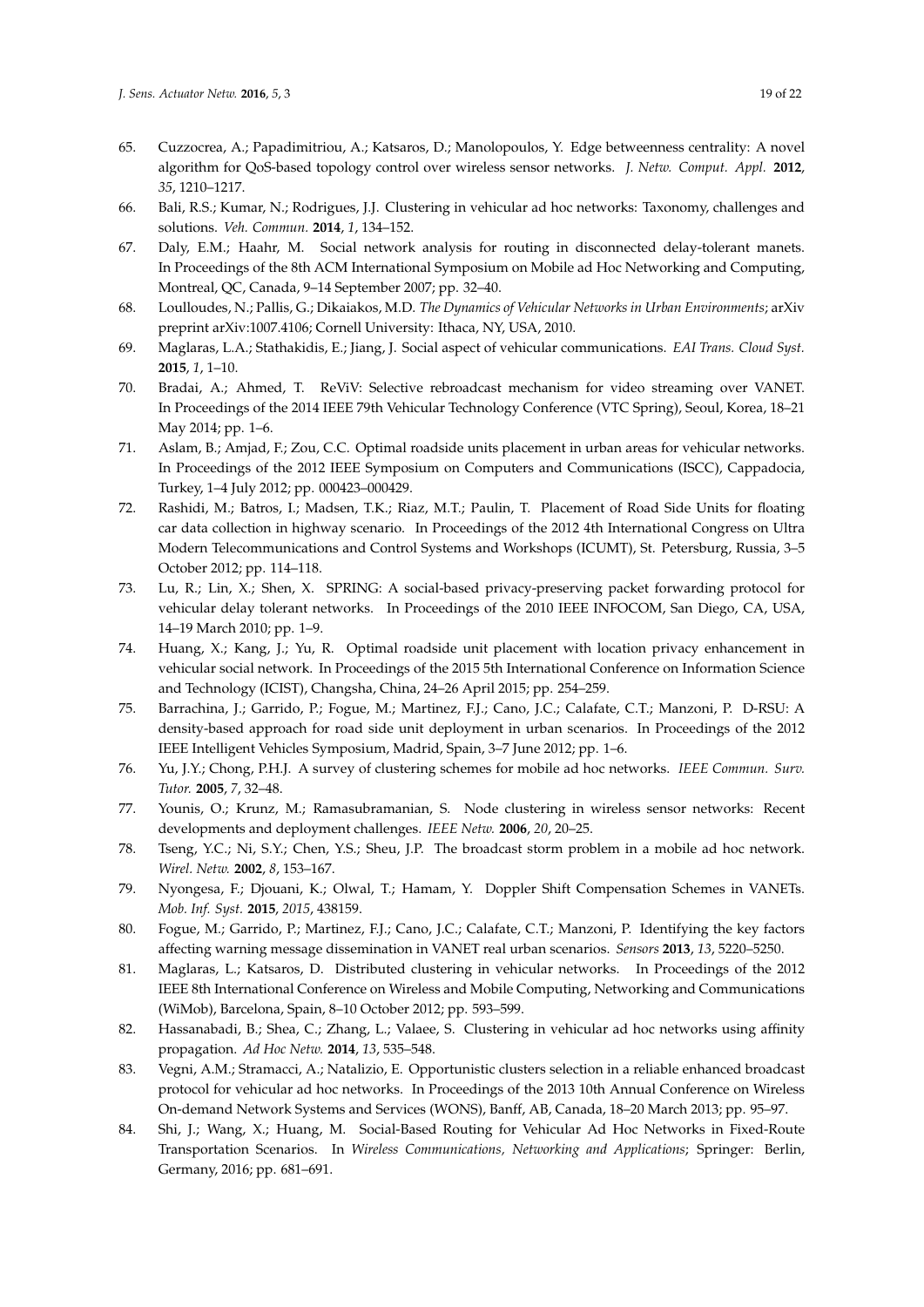65. Cuzzocrea, A.; Papadimitriou, A.; Katsaros, D.; Manolopoulos, Y. Edge betweenness centrality: A novel algorithm for QoS-based topology control over wireless sensor networks. *J. Netw. Comput. Appl.* **2012**, *35*, 1210–1217.
66. Bali, R.S.; Kumar, N.; Rodrigues, J.J. Clustering in vehicular ad hoc networks: Taxonomy, challenges and solutions. *Veh. Commun.* **2014**, *1*, 134–152.
67. Daly, E.M.; Haahr, M. Social network analysis for routing in disconnected delay-tolerant manets. In Proceedings of the 8th ACM International Symposium on Mobile ad Hoc Networking and Computing, Montreal, QC, Canada, 9–14 September 2007; pp. 32–40.
68. Loulloudes, N.; Pallis, G.; Dikaiakos, M.D. *The Dynamics of Vehicular Networks in Urban Environments*; arXiv preprint arXiv:1007.4106; Cornell University: Ithaca, NY, USA, 2010.
69. Maglaras, L.A.; Stathakidis, E.; Jiang, J. Social aspect of vehicular communications. *EAI Trans. Cloud Syst.* **2015**, *1*, 1–10.
70. Bradai, A.; Ahmed, T. ReViV: Selective rebroadcast mechanism for video streaming over VANET. In Proceedings of the 2014 IEEE 79th Vehicular Technology Conference (VTC Spring), Seoul, Korea, 18–21 May 2014; pp. 1–6.
71. Aslam, B.; Amjad, F.; Zou, C.C. Optimal roadside units placement in urban areas for vehicular networks. In Proceedings of the 2012 IEEE Symposium on Computers and Communications (ISCC), Cappadocia, Turkey, 1–4 July 2012; pp. 000423–000429.
72. Rashidi, M.; Batros, I.; Madsen, T.K.; Riaz, M.T.; Paulin, T. Placement of Road Side Units for floating car data collection in highway scenario. In Proceedings of the 2012 4th International Congress on Ultra Modern Telecommunications and Control Systems and Workshops (ICUMT), St. Petersburg, Russia, 3–5 October 2012; pp. 114–118.
73. Lu, R.; Lin, X.; Shen, X. SPRING: A social-based privacy-preserving packet forwarding protocol for vehicular delay tolerant networks. In Proceedings of the 2010 IEEE INFOCOM, San Diego, CA, USA, 14–19 March 2010; pp. 1–9.
74. Huang, X.; Kang, J.; Yu, R. Optimal roadside unit placement with location privacy enhancement in vehicular social network. In Proceedings of the 2015 5th International Conference on Information Science and Technology (ICIST), Changsha, China, 24–26 April 2015; pp. 254–259.
75. Barrachina, J.; Garrido, P.; Fogue, M.; Martinez, F.J.; Cano, J.C.; Calafate, C.T.; Manzoni, P. D-RSU: A density-based approach for road side unit deployment in urban scenarios. In Proceedings of the 2012 IEEE Intelligent Vehicles Symposium, Madrid, Spain, 3–7 June 2012; pp. 1–6.
76. Yu, J.Y.; Chong, P.H.J. A survey of clustering schemes for mobile ad hoc networks. *IEEE Commun. Surv. Tutor.* **2005**, *7*, 32–48.
77. Younis, O.; Krunz, M.; Ramasubramanian, S. Node clustering in wireless sensor networks: Recent developments and deployment challenges. *IEEE Netw.* **2006**, *20*, 20–25.
78. Tseng, Y.C.; Ni, S.Y.; Chen, Y.S.; Sheu, J.P. The broadcast storm problem in a mobile ad hoc network. *Wirel. Netw.* **2002**, *8*, 153–167.
79. Nyongesa, F.; Djouani, K.; Olwal, T.; Hamam, Y. Doppler Shift Compensation Schemes in VANETs. *Mob. Inf. Syst.* **2015**, *2015*, 438159.
80. Fogue, M.; Garrido, P.; Martinez, F.J.; Cano, J.C.; Calafate, C.T.; Manzoni, P. Identifying the key factors affecting warning message dissemination in VANET real urban scenarios. *Sensors* **2013**, *13*, 5220–5250.
81. Maglaras, L.; Katsaros, D. Distributed clustering in vehicular networks. In Proceedings of the 2012 IEEE 8th International Conference on Wireless and Mobile Computing, Networking and Communications (WiMob), Barcelona, Spain, 8–10 October 2012; pp. 593–599.
82. Hassanabadi, B.; Shea, C.; Zhang, L.; Valaee, S. Clustering in vehicular ad hoc networks using affinity propagation. *Ad Hoc Netw.* **2014**, *13*, 535–548.
83. Vegni, A.M.; Stramacci, A.; Natalizio, E. Opportunistic clusters selection in a reliable enhanced broadcast protocol for vehicular ad hoc networks. In Proceedings of the 2013 10th Annual Conference on Wireless On-demand Network Systems and Services (WONS), Banff, AB, Canada, 18–20 March 2013; pp. 95–97.
84. Shi, J.; Wang, X.; Huang, M. Social-Based Routing for Vehicular Ad Hoc Networks in Fixed-Route Transportation Scenarios. In *Wireless Communications, Networking and Applications*; Springer: Berlin, Germany, 2016; pp. 681–691.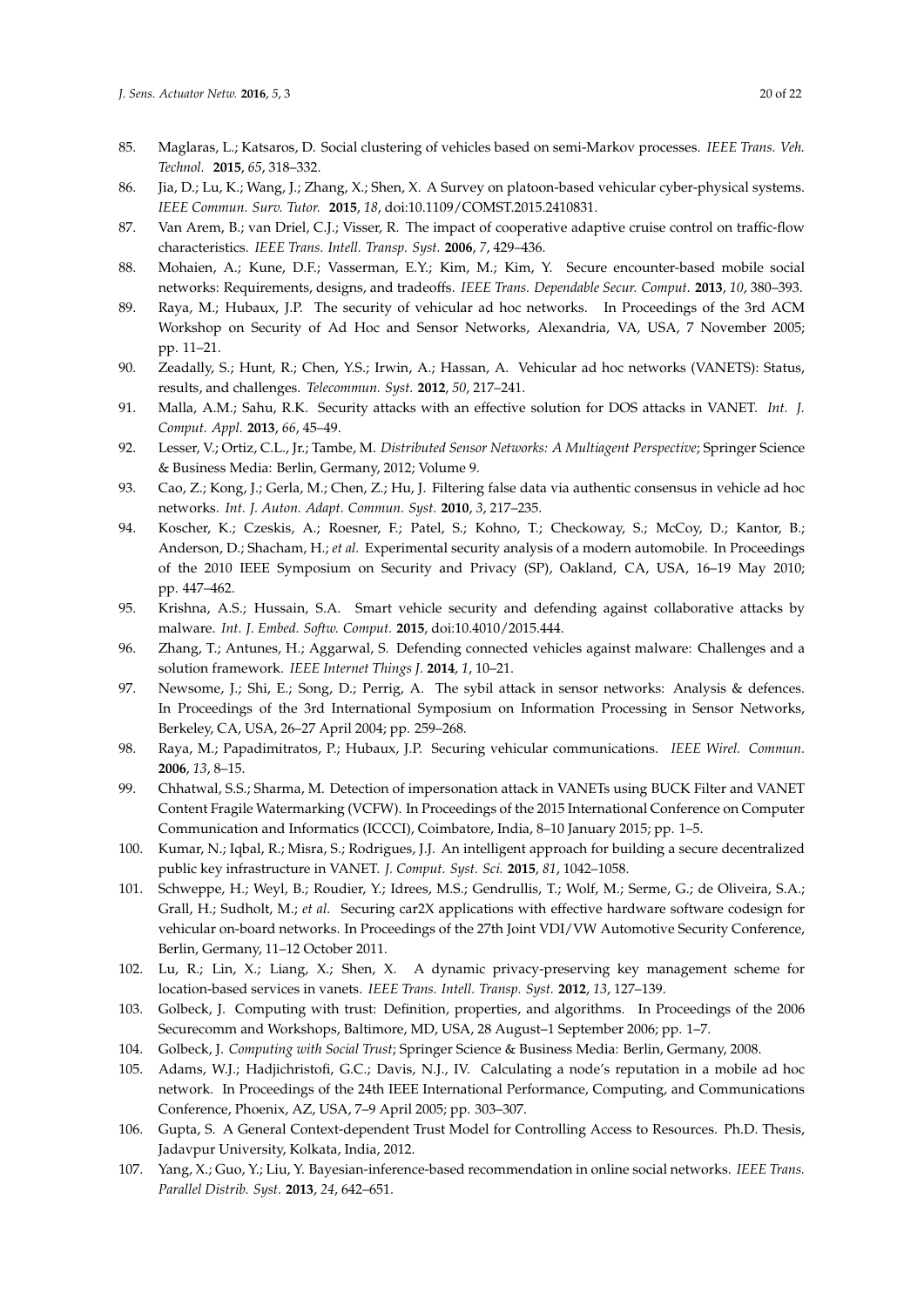85. Maglaras, L.; Katsaros, D. Social clustering of vehicles based on semi-Markov processes. *IEEE Trans. Veh. Technol.* **2015**, *65*, 318–332.
86. Jia, D.; Lu, K.; Wang, J.; Zhang, X.; Shen, X. A Survey on platoon-based vehicular cyber-physical systems. *IEEE Commun. Surv. Tutor.* **2015**, *18*, doi:10.1109/COMST.2015.2410831.
87. Van Arem, B.; van Driel, C.J.; Visser, R. The impact of cooperative adaptive cruise control on traffic-flow characteristics. *IEEE Trans. Intell. Transp. Syst.* **2006**, *7*, 429–436.
88. Mohaien, A.; Kune, D.F.; Vasserman, E.Y.; Kim, M.; Kim, Y. Secure encounter-based mobile social networks: Requirements, designs, and tradeoffs. *IEEE Trans. Dependable Secur. Comput.* **2013**, *10*, 380–393.
89. Raya, M.; Hubaux, J.P. The security of vehicular ad hoc networks. In Proceedings of the 3rd ACM Workshop on Security of Ad Hoc and Sensor Networks, Alexandria, VA, USA, 7 November 2005; pp. 11–21.
90. Zeadally, S.; Hunt, R.; Chen, Y.S.; Irwin, A.; Hassan, A. Vehicular ad hoc networks (VANETS): Status, results, and challenges. *Telecommun. Syst.* **2012**, *50*, 217–241.
91. Malla, A.M.; Sahu, R.K. Security attacks with an effective solution for DOS attacks in VANET. *Int. J. Comput. Appl.* **2013**, *66*, 45–49.
92. Lesser, V.; Ortiz, C.L., Jr.; Tambe, M. *Distributed Sensor Networks: A Multiagent Perspective*; Springer Science & Business Media: Berlin, Germany, 2012; Volume 9.
93. Cao, Z.; Kong, J.; Gerla, M.; Chen, Z.; Hu, J. Filtering false data via authentic consensus in vehicle ad hoc networks. *Int. J. Auton. Adapt. Commun. Syst.* **2010**, *3*, 217–235.
94. Koscher, K.; Czeskis, A.; Roesner, F.; Patel, S.; Kohno, T.; Checkoway, S.; McCoy, D.; Kantor, B.; Anderson, D.; Shacham, H.; *et al.* Experimental security analysis of a modern automobile. In Proceedings of the 2010 IEEE Symposium on Security and Privacy (SP), Oakland, CA, USA, 16–19 May 2010; pp. 447–462.
95. Krishna, A.S.; Hussain, S.A. Smart vehicle security and defending against collaborative attacks by malware. *Int. J. Embed. Softw. Comput.* **2015**, doi:10.4010/2015.444.
96. Zhang, T.; Antunes, H.; Aggarwal, S. Defending connected vehicles against malware: Challenges and a solution framework. *IEEE Internet Things J.* **2014**, *1*, 10–21.
97. Newsome, J.; Shi, E.; Song, D.; Perrig, A. The sybil attack in sensor networks: Analysis & defences. In Proceedings of the 3rd International Symposium on Information Processing in Sensor Networks, Berkeley, CA, USA, 26–27 April 2004; pp. 259–268.
98. Raya, M.; Papadimitratos, P.; Hubaux, J.P. Securing vehicular communications. *IEEE Wirel. Commun.* **2006**, *13*, 8–15.
99. Chhatwal, S.S.; Sharma, M. Detection of impersonation attack in VANETs using BUCK Filter and VANET Content Fragile Watermarking (VCFW). In Proceedings of the 2015 International Conference on Computer Communication and Informatics (ICCCI), Coimbatore, India, 8–10 January 2015; pp. 1–5.
100. Kumar, N.; Iqbal, R.; Misra, S.; Rodrigues, J.J. An intelligent approach for building a secure decentralized public key infrastructure in VANET. *J. Comput. Syst. Sci.* **2015**, *81*, 1042–1058.
101. Schweppe, H.; Weyl, B.; Roudier, Y.; Idrees, M.S.; Gendrullis, T.; Wolf, M.; Serme, G.; de Oliveira, S.A.; Grall, H.; Sudholt, M.; *et al.* Securing car2X applications with effective hardware software codesign for vehicular on-board networks. In Proceedings of the 27th Joint VDI/VW Automotive Security Conference, Berlin, Germany, 11–12 October 2011.
102. Lu, R.; Lin, X.; Liang, X.; Shen, X. A dynamic privacy-preserving key management scheme for location-based services in vanets. *IEEE Trans. Intell. Transp. Syst.* **2012**, *13*, 127–139.
103. Golbeck, J. Computing with trust: Definition, properties, and algorithms. In Proceedings of the 2006 Securecomm and Workshops, Baltimore, MD, USA, 28 August–1 September 2006; pp. 1–7.
104. Golbeck, J. *Computing with Social Trust*; Springer Science & Business Media: Berlin, Germany, 2008.
105. Adams, W.J.; Hadjichristofi, G.C.; Davis, N.J., IV. Calculating a node's reputation in a mobile ad hoc network. In Proceedings of the 24th IEEE International Performance, Computing, and Communications Conference, Phoenix, AZ, USA, 7–9 April 2005; pp. 303–307.
106. Gupta, S. A General Context-dependent Trust Model for Controlling Access to Resources. Ph.D. Thesis, Jadavpur University, Kolkata, India, 2012.
107. Yang, X.; Guo, Y.; Liu, Y. Bayesian-inference-based recommendation in online social networks. *IEEE Trans. Parallel Distrib. Syst.* **2013**, *24*, 642–651.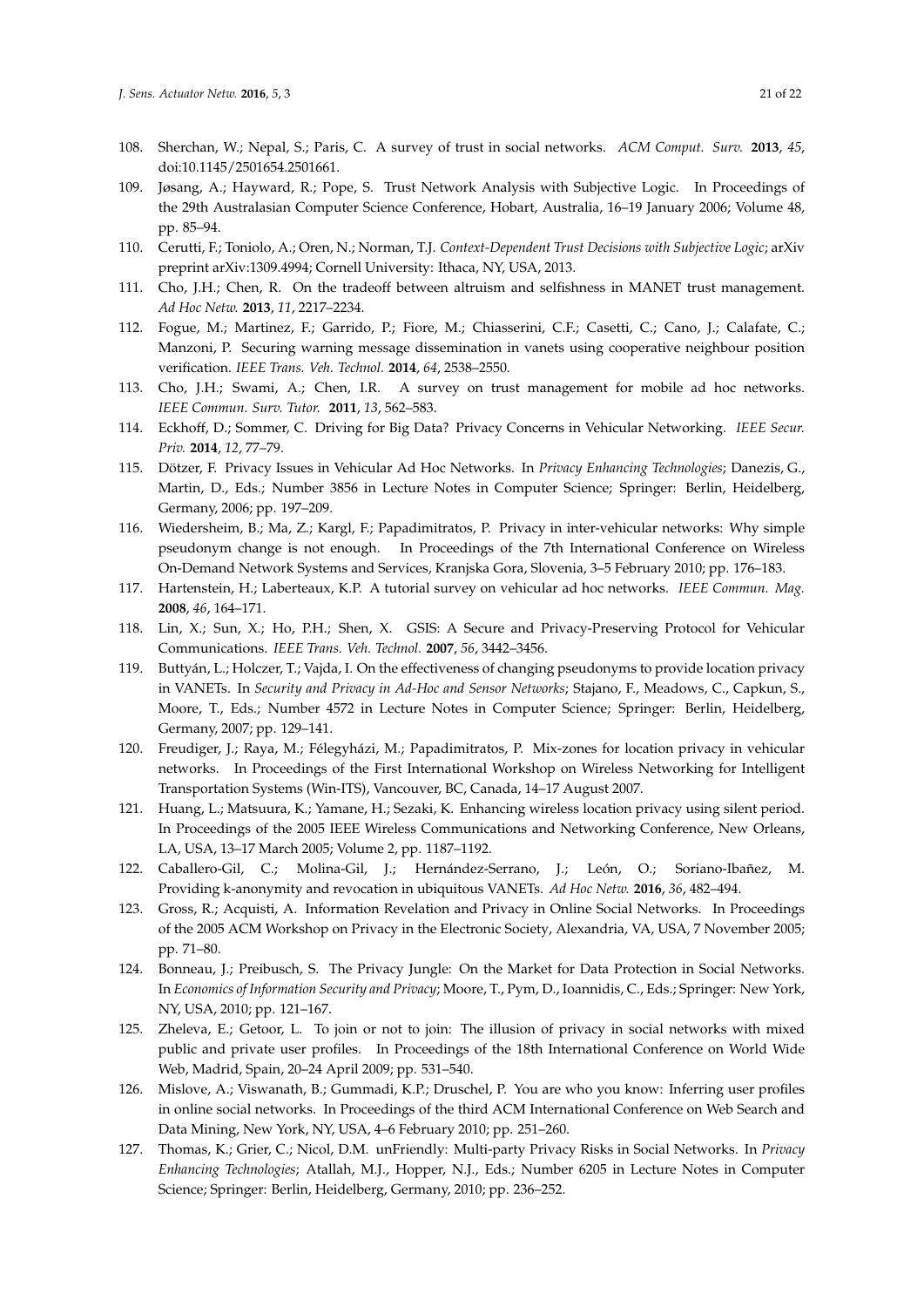108. Sherchan, W.; Nepal, S.; Paris, C. A survey of trust in social networks. *ACM Comput. Surv.* **2013**, *45*, doi:10.1145/2501654.2501661.
109. Jøsang, A.; Hayward, R.; Pope, S. Trust Network Analysis with Subjective Logic. In Proceedings of the 29th Australasian Computer Science Conference, Hobart, Australia, 16–19 January 2006; Volume 48, pp. 85–94.
110. Cerutti, F.; Toniolo, A.; Oren, N.; Norman, T.J. *Context-Dependent Trust Decisions with Subjective Logic*; arXiv preprint arXiv:1309.4994; Cornell University: Ithaca, NY, USA, 2013.
111. Cho, J.H.; Chen, R. On the tradeoff between altruism and selfishness in MANET trust management. *Ad Hoc Netw.* **2013**, *11*, 2217–2234.
112. Fogue, M.; Martinez, F.; Garrido, P.; Fiore, M.; Chiasserini, C.F.; Casetti, C.; Cano, J.; Calafate, C.; Manzoni, P. Securing warning message dissemination in vanets using cooperative neighbour position verification. *IEEE Trans. Veh. Technol.* **2014**, *64*, 2538–2550.
113. Cho, J.H.; Swami, A.; Chen, I.R. A survey on trust management for mobile ad hoc networks. *IEEE Commun. Surv. Tutor.* **2011**, *13*, 562–583.
114. Eckhoff, D.; Sommer, C. Driving for Big Data? Privacy Concerns in Vehicular Networking. *IEEE Secur. Priv.* **2014**, *12*, 77–79.
115. Dötzer, F. Privacy Issues in Vehicular Ad Hoc Networks. In *Privacy Enhancing Technologies*; Danezis, G., Martin, D., Eds.; Number 3856 in Lecture Notes in Computer Science; Springer: Berlin, Heidelberg, Germany, 2006; pp. 197–209.
116. Wiedersheim, B.; Ma, Z.; Kargl, F.; Papadimitratos, P. Privacy in inter-vehicular networks: Why simple pseudonym change is not enough. In Proceedings of the 7th International Conference on Wireless On-Demand Network Systems and Services, Kranjska Gora, Slovenia, 3–5 February 2010; pp. 176–183.
117. Hartenstein, H.; Laberteaux, K.P. A tutorial survey on vehicular ad hoc networks. *IEEE Commun. Mag.* **2008**, *46*, 164–171.
118. Lin, X.; Sun, X.; Ho, P.H.; Shen, X. GSIS: A Secure and Privacy-Preserving Protocol for Vehicular Communications. *IEEE Trans. Veh. Technol.* **2007**, *56*, 3442–3456.
119. Buttyán, L.; Holczer, T.; Vajda, I. On the effectiveness of changing pseudonyms to provide location privacy in VANETs. In *Security and Privacy in Ad-Hoc and Sensor Networks*; Stajano, F., Meadows, C., Capkun, S., Moore, T., Eds.; Number 4572 in Lecture Notes in Computer Science; Springer: Berlin, Heidelberg, Germany, 2007; pp. 129–141.
120. Freudiger, J.; Raya, M.; Félegyházi, M.; Papadimitratos, P. Mix-zones for location privacy in vehicular networks. In Proceedings of the First International Workshop on Wireless Networking for Intelligent Transportation Systems (Win-ITS), Vancouver, BC, Canada, 14–17 August 2007.
121. Huang, L.; Matsuura, K.; Yamane, H.; Sezaki, K. Enhancing wireless location privacy using silent period. In Proceedings of the 2005 IEEE Wireless Communications and Networking Conference, New Orleans, LA, USA, 13–17 March 2005; Volume 2, pp. 1187–1192.
122. Caballero-Gil, C.; Molina-Gil, J.; Hernández-Serrano, J.; León, O.; Soriano-Ibañez, M. Providing k-anonymity and revocation in ubiquitous VANETs. *Ad Hoc Netw.* **2016**, *36*, 482–494.
123. Gross, R.; Acquisti, A. Information Revelation and Privacy in Online Social Networks. In Proceedings of the 2005 ACM Workshop on Privacy in the Electronic Society, Alexandria, VA, USA, 7 November 2005; pp. 71–80.
124. Bonneau, J.; Preibusch, S. The Privacy Jungle: On the Market for Data Protection in Social Networks. In *Economics of Information Security and Privacy*; Moore, T., Pym, D., Ioannidis, C., Eds.; Springer: New York, NY, USA, 2010; pp. 121–167.
125. Zheleva, E.; Getoor, L. To join or not to join: The illusion of privacy in social networks with mixed public and private user profiles. In Proceedings of the 18th International Conference on World Wide Web, Madrid, Spain, 20–24 April 2009; pp. 531–540.
126. Mislove, A.; Viswanath, B.; Gummadi, K.P.; Druschel, P. You are who you know: Inferring user profiles in online social networks. In Proceedings of the third ACM International Conference on Web Search and Data Mining, New York, NY, USA, 4–6 February 2010; pp. 251–260.
127. Thomas, K.; Grier, C.; Nicol, D.M. unFriendly: Multi-party Privacy Risks in Social Networks. In *Privacy Enhancing Technologies*; Atallah, M.J., Hopper, N.J., Eds.; Number 6205 in Lecture Notes in Computer Science; Springer: Berlin, Heidelberg, Germany, 2010; pp. 236–252.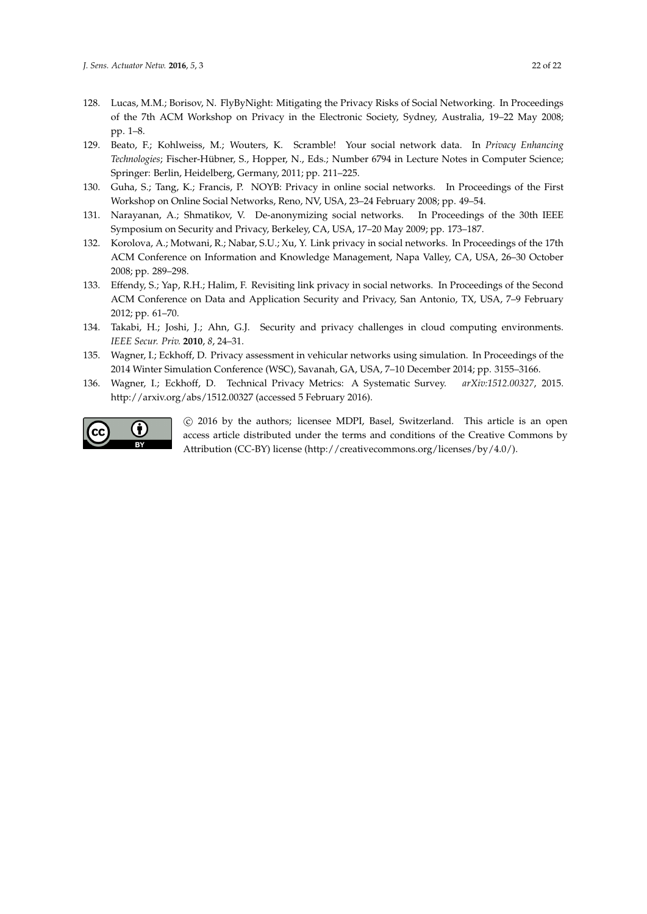128. Lucas, M.M.; Borisov, N. FlyByNight: Mitigating the Privacy Risks of Social Networking. In Proceedings of the 7th ACM Workshop on Privacy in the Electronic Society, Sydney, Australia, 19–22 May 2008; pp. 1–8.
129. Beato, F.; Kohlweiss, M.; Wouters, K. Scramble! Your social network data. In *Privacy Enhancing Technologies*; Fischer-Hübner, S., Hopper, N., Eds.; Number 6794 in Lecture Notes in Computer Science; Springer: Berlin, Heidelberg, Germany, 2011; pp. 211–225.
130. Guha, S.; Tang, K.; Francis, P. NOYB: Privacy in online social networks. In Proceedings of the First Workshop on Online Social Networks, Reno, NV, USA, 23–24 February 2008; pp. 49–54.
131. Narayanan, A.; Shmatikov, V. De-anonymizing social networks. In Proceedings of the 30th IEEE Symposium on Security and Privacy, Berkeley, CA, USA, 17–20 May 2009; pp. 173–187.
132. Korolova, A.; Motwani, R.; Nabar, S.U.; Xu, Y. Link privacy in social networks. In Proceedings of the 17th ACM Conference on Information and Knowledge Management, Napa Valley, CA, USA, 26–30 October 2008; pp. 289–298.
133. Effendy, S.; Yap, R.H.; Halim, F. Revisiting link privacy in social networks. In Proceedings of the Second ACM Conference on Data and Application Security and Privacy, San Antonio, TX, USA, 7–9 February 2012; pp. 61–70.
134. Takabi, H.; Joshi, J.; Ahn, G.J. Security and privacy challenges in cloud computing environments. *IEEE Secur. Priv.* **2010**, *8*, 24–31.
135. Wagner, I.; Eckhoff, D. Privacy assessment in vehicular networks using simulation. In Proceedings of the 2014 Winter Simulation Conference (WSC), Savanah, GA, USA, 7–10 December 2014; pp. 3155–3166.
136. Wagner, I.; Eckhoff, D. Technical Privacy Metrics: A Systematic Survey. *arXiv:1512.00327*, 2015. http://arxiv.org/abs/1512.00327 (accessed 5 February 2016).

© 2016 by the authors; licensee MDPI, Basel, Switzerland. This article is an open access article distributed under the terms and conditions of the Creative Commons by Attribution (CC-BY) license (http://creativecommons.org/licenses/by/4.0/).